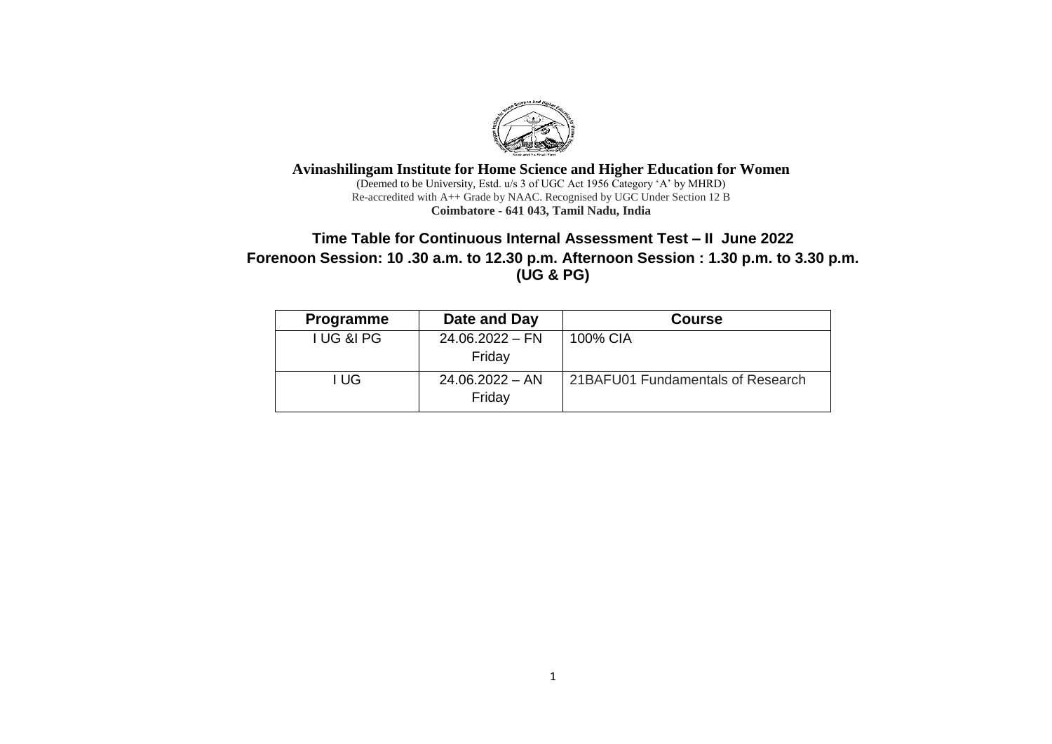**Avinashilingam Institute for Home Science and Higher Education for Women**

(Deemed to be University, Estd. u/s 3 of UGC Act 1956 Category 'A' by MHRD)
Re-accredited with A++ Grade by NAAC. Recognised by UGC Under Section 12 B
**Coimbatore - 641 043, Tamil Nadu, India**

## Time Table for Continuous Internal Assessment Test – II June 2022
## Forenoon Session: 10 .30 a.m. to 12.30 p.m. Afternoon Session : 1.30 p.m. to 3.30 p.m.
## (UG & PG)

| Programme | Date and Day | Course |
|---|---|---|
| I UG &I PG | 24.06.2022 – FN Friday | 100% CIA |
| I UG | 24.06.2022 – AN Friday | 21BAFU01 Fundamentals of Research |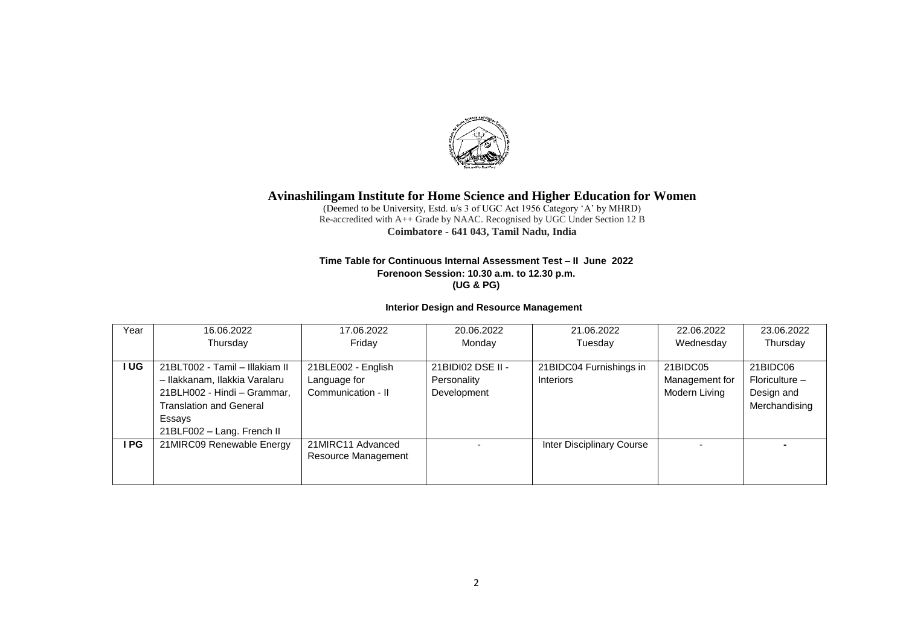# Avinashilingam Institute for Home Science and Higher Education for Women

(Deemed to be University, Estd. u/s 3 of UGC Act 1956 Category 'A' by MHRD)
Re-accredited with A++ Grade by NAAC. Recognised by UGC Under Section 12 B
**Coimbatore - 641 043, Tamil Nadu, India**

**Time Table for Continuous Internal Assessment Test – II June 2022**
**Forenoon Session: 10.30 a.m. to 12.30 p.m.**
**(UG & PG)**

**Interior Design and Resource Management**

| Year | 16.06.2022 Thursday | 17.06.2022 Friday | 20.06.2022 Monday | 21.06.2022 Tuesday | 22.06.2022 Wednesday | 23.06.2022 Thursday |
|---|---|---|---|---|---|---|
| **I UG** | 21BLT002 - Tamil – Illakiam II – Ilakkanam, Ilakkia Varalaru<br>21BLH002 - Hindi – Grammar, Translation and General Essays<br>21BLF002 – Lang. French II | 21BLE002 - English Language for Communication - II | 21BIDI02 DSE II - Personality Development | 21BIDC04 Furnishings in Interiors | 21BIDC05 Management for Modern Living | 21BIDC06 Floriculture – Design and Merchandising |
| **I PG** | 21MIRC09 Renewable Energy | 21MIRC11 Advanced Resource Management | - | Inter Disciplinary Course | - | - |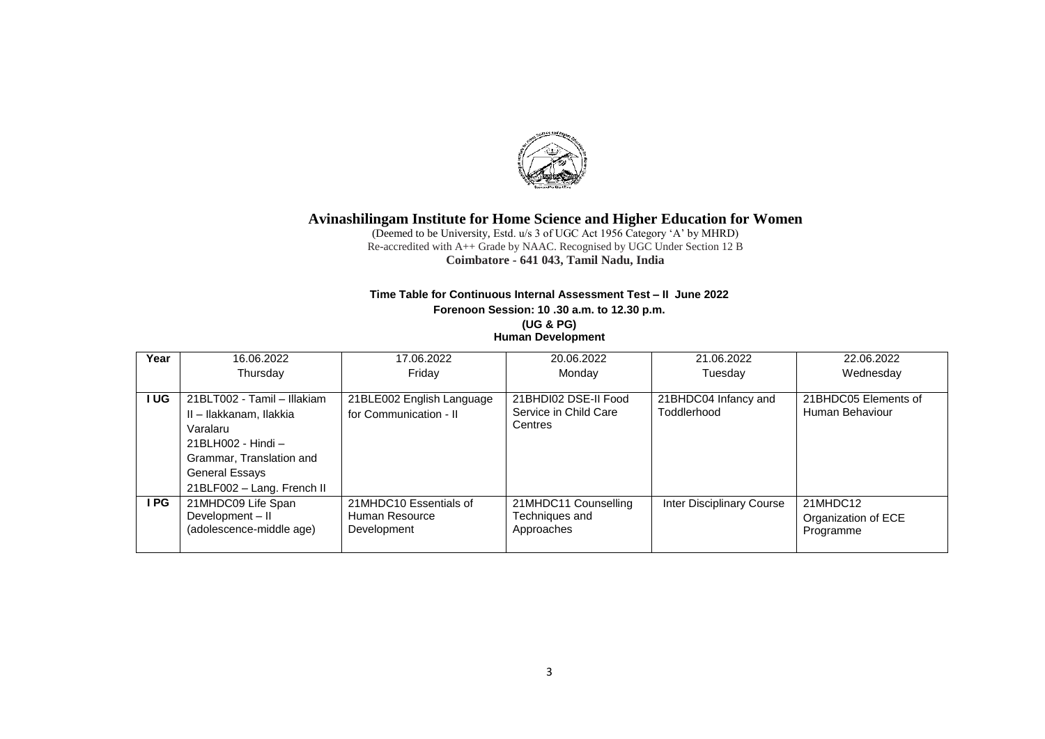# Avinashilingam Institute for Home Science and Higher Education for Women

(Deemed to be University, Estd. u/s 3 of UGC Act 1956 Category 'A' by MHRD)
Re-accredited with A++ Grade by NAAC. Recognised by UGC Under Section 12 B
**Coimbatore - 641 043, Tamil Nadu, India**

**Time Table for Continuous Internal Assessment Test – II June 2022**

**Forenoon Session: 10 .30 a.m. to 12.30 p.m.**

**(UG & PG)**

**Human Development**

| Year | 16.06.2022 Thursday | 17.06.2022 Friday | 20.06.2022 Monday | 21.06.2022 Tuesday | 22.06.2022 Wednesday |
|---|---|---|---|---|---|
| I UG | 21BLT002 - Tamil – Illakiam II – Ilakkanam, Ilakkia Varalaru<br>21BLH002 - Hindi – Grammar, Translation and General Essays<br>21BLF002 – Lang. French II | 21BLE002 English Language for Communication - II | 21BHDI02 DSE-II Food Service in Child Care Centres | 21BHDC04 Infancy and Toddlerhood | 21BHDC05 Elements of Human Behaviour |
| I PG | 21MHDC09 Life Span Development – II (adolescence-middle age) | 21MHDC10 Essentials of Human Resource Development | 21MHDC11 Counselling Techniques and Approaches | Inter Disciplinary Course | 21MHDC12 Organization of ECE Programme |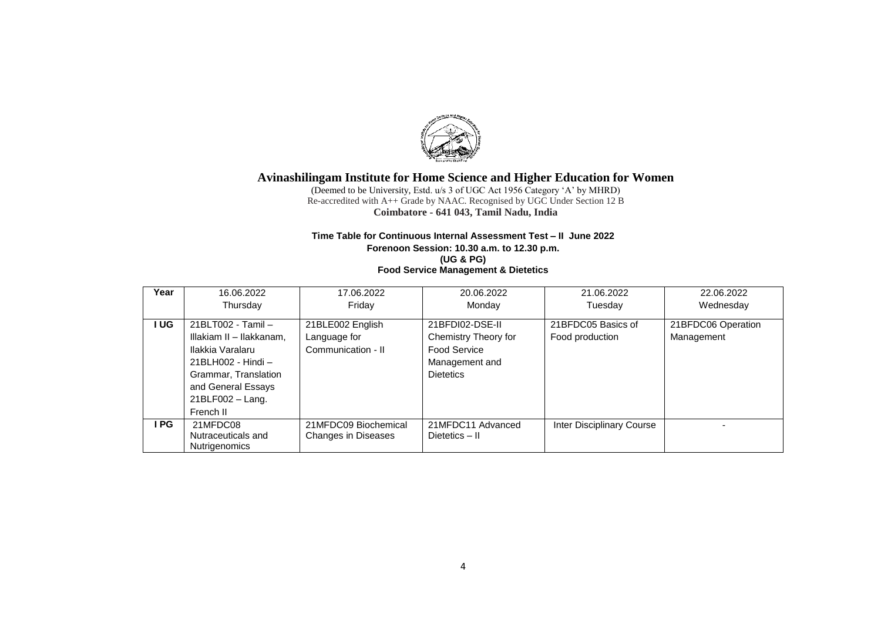# Avinashilingam Institute for Home Science and Higher Education for Women

(Deemed to be University, Estd. u/s 3 of UGC Act 1956 Category 'A' by MHRD)
Re-accredited with A++ Grade by NAAC. Recognised by UGC Under Section 12 B
**Coimbatore - 641 043, Tamil Nadu, India**

**Time Table for Continuous Internal Assessment Test – II June 2022**
**Forenoon Session: 10.30 a.m. to 12.30 p.m.**
**(UG & PG)**
**Food Service Management & Dietetics**

| Year | 16.06.2022 Thursday | 17.06.2022 Friday | 20.06.2022 Monday | 21.06.2022 Tuesday | 22.06.2022 Wednesday |
|---|---|---|---|---|---|
| **I UG** | 21BLT002 - Tamil – Ilakkiam II – Ilakkanam, Ilakkia Varalaru<br>21BLH002 - Hindi – Grammar, Translation and General Essays<br>21BLF002 – Lang. French II | 21BLE002 English Language for Communication - II | 21BFDI02-DSE-II Chemistry Theory for Food Service Management and Dietetics | 21BFDC05 Basics of Food production | 21BFDC06 Operation Management |
| **I PG** | 21MFDC08 Nutraceuticals and Nutrigenomics | 21MFDC09 Biochemical Changes in Diseases | 21MFDC11 Advanced Dietetics – II | Inter Disciplinary Course | - |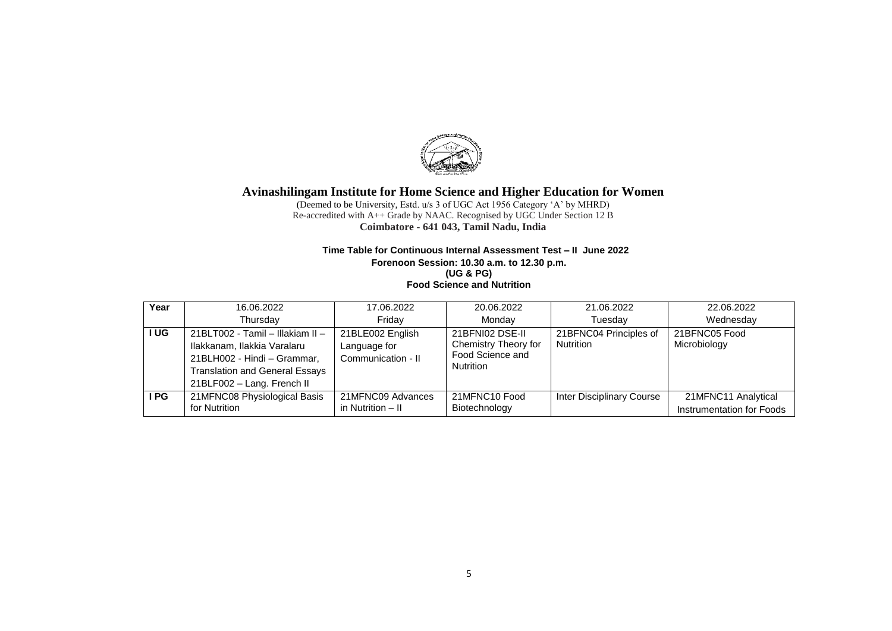# Avinashilingam Institute for Home Science and Higher Education for Women

(Deemed to be University, Estd. u/s 3 of UGC Act 1956 Category 'A' by MHRD)
Re-accredited with A++ Grade by NAAC. Recognised by UGC Under Section 12 B
**Coimbatore - 641 043, Tamil Nadu, India**

**Time Table for Continuous Internal Assessment Test – II June 2022**
**Forenoon Session: 10.30 a.m. to 12.30 p.m.**
**(UG & PG)**
**Food Science and Nutrition**

| Year | 16.06.2022 Thursday | 17.06.2022 Friday | 20.06.2022 Monday | 21.06.2022 Tuesday | 22.06.2022 Wednesday |
|---|---|---|---|---|---|
| I UG | 21BLT002 - Tamil – Illakiam II – Ilakkanam, Ilakkia Varalaru<br>21BLH002 - Hindi – Grammar, Translation and General Essays<br>21BLF002 – Lang. French II | 21BLE002 English Language for Communication - II | 21BFNI02 DSE-II Chemistry Theory for Food Science and Nutrition | 21BFNC04 Principles of Nutrition | 21BFNC05 Food Microbiology |
| I PG | 21MFNC08 Physiological Basis for Nutrition | 21MFNC09 Advances in Nutrition – II | 21MFNC10 Food Biotechnology | Inter Disciplinary Course | 21MFNC11 Analytical Instrumentation for Foods |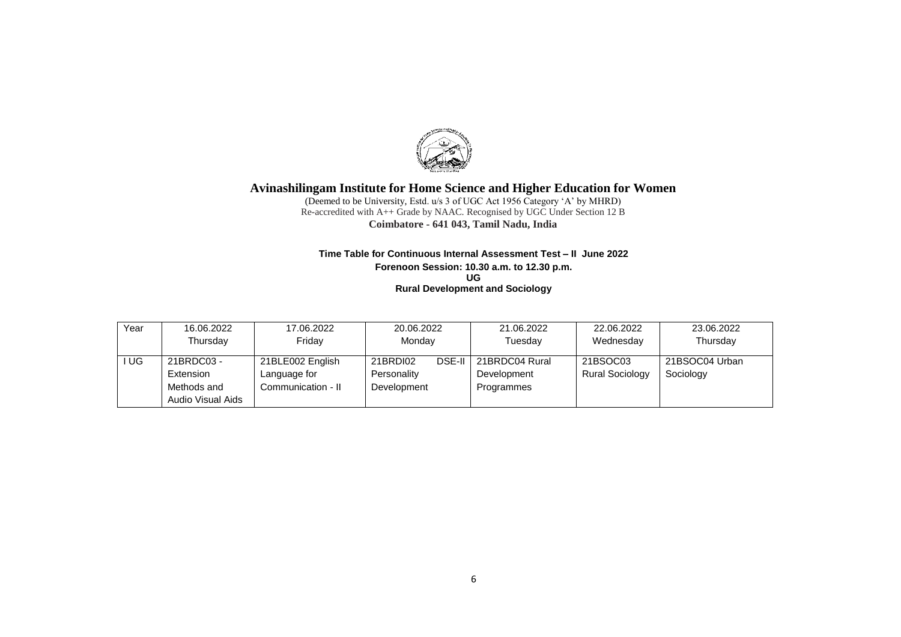# Avinashilingam Institute for Home Science and Higher Education for Women

(Deemed to be University, Estd. u/s 3 of UGC Act 1956 Category 'A' by MHRD)
Re-accredited with A++ Grade by NAAC. Recognised by UGC Under Section 12 B
**Coimbatore - 641 043, Tamil Nadu, India**

**Time Table for Continuous Internal Assessment Test – II June 2022**
**Forenoon Session: 10.30 a.m. to 12.30 p.m.**
**UG**
**Rural Development and Sociology**

| Year | 16.06.2022 Thursday | 17.06.2022 Friday | 20.06.2022 Monday | 21.06.2022 Tuesday | 22.06.2022 Wednesday | 23.06.2022 Thursday |
|---|---|---|---|---|---|---|
| I UG | 21BRDC03 - Extension Methods and Audio Visual Aids | 21BLE002 English Language for Communication - II | 21BRDI02 DSE-II Personality Development | 21BRDC04 Rural Development Programmes | 21BSOC03 Rural Sociology | 21BSOC04 Urban Sociology |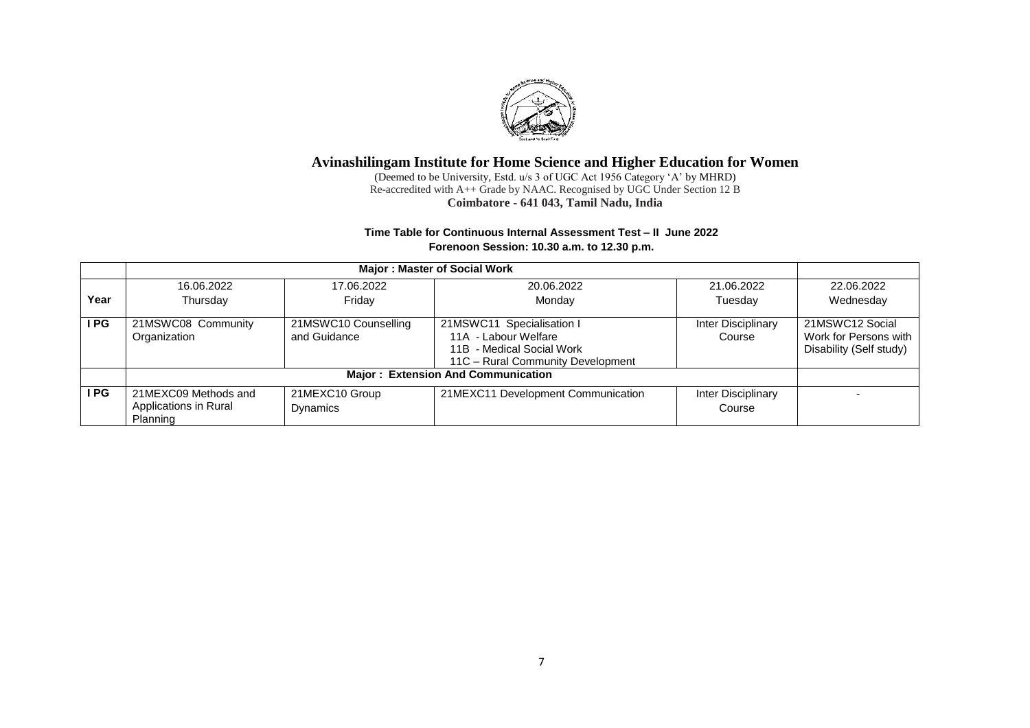# Avinashilingam Institute for Home Science and Higher Education for Women

(Deemed to be University, Estd. u/s 3 of UGC Act 1956 Category 'A' by MHRD)
Re-accredited with A++ Grade by NAAC. Recognised by UGC Under Section 12 B
**Coimbatore - 641 043, Tamil Nadu, India**

**Time Table for Continuous Internal Assessment Test – II June 2022**
**Forenoon Session: 10.30 a.m. to 12.30 p.m.**

| | **Major : Master of Social Work** | | | | |
|---|---|---|---|---|---|
| **Year** | 16.06.2022<br>Thursday | 17.06.2022<br>Friday | 20.06.2022<br>Monday | 21.06.2022<br>Tuesday | 22.06.2022<br>Wednesday |
| **I PG** | 21MSWC08 Community Organization | 21MSWC10 Counselling and Guidance | 21MSWC11 Specialisation I<br>11A - Labour Welfare<br>11B - Medical Social Work<br>11C – Rural Community Development | Inter Disciplinary Course | 21MSWC12 Social Work for Persons with Disability (Self study) |
| | **Major : Extension And Communication** | | | | |
| **I PG** | 21MEXC09 Methods and Applications in Rural Planning | 21MEXC10 Group Dynamics | 21MEXC11 Development Communication | Inter Disciplinary Course | - |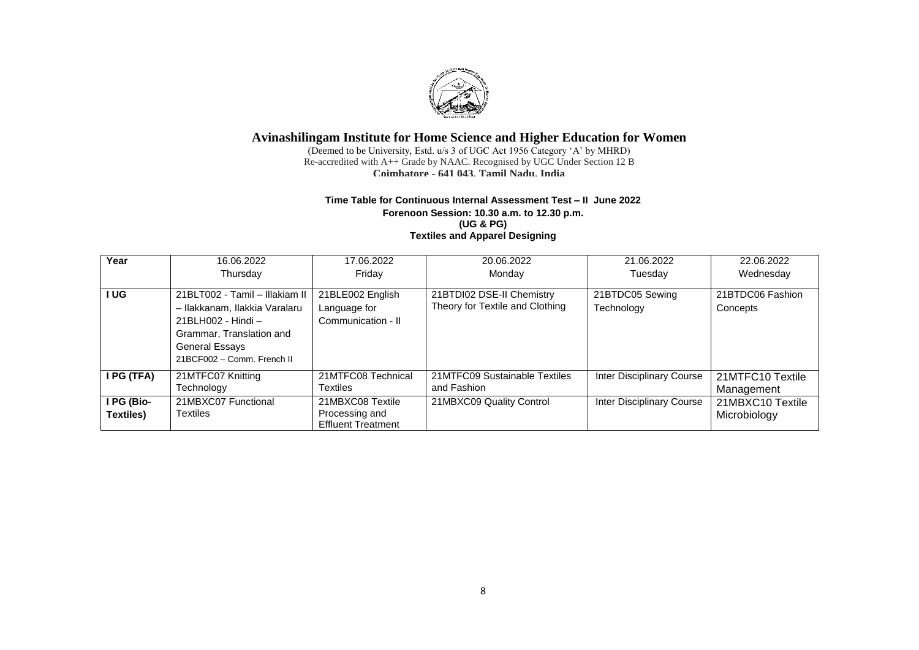# Avinashilingam Institute for Home Science and Higher Education for Women

(Deemed to be University, Estd. u/s 3 of UGC Act 1956 Category 'A' by MHRD)
Re-accredited with A++ Grade by NAAC. Recognised by UGC Under Section 12 B
**Coimbatore - 641 043, Tamil Nadu, India**

**Time Table for Continuous Internal Assessment Test – II June 2022**
**Forenoon Session: 10.30 a.m. to 12.30 p.m.**
**(UG & PG)**
**Textiles and Apparel Designing**

| Year | 16.06.2022 Thursday | 17.06.2022 Friday | 20.06.2022 Monday | 21.06.2022 Tuesday | 22.06.2022 Wednesday |
|---|---|---|---|---|---|
| **I UG** | 21BLT002 - Tamil – Illakiam II – Ilakkanam, Ilakkia Varalaru<br>21BLH002 - Hindi – Grammar, Translation and General Essays<br>21BCF002 – Comm. French II | 21BLE002 English Language for Communication - II | 21BTDI02 DSE-II Chemistry Theory for Textile and Clothing | 21BTDC05 Sewing Technology | 21BTDC06 Fashion Concepts |
| **I PG (TFA)** | 21MTFC07 Knitting Technology | 21MTFC08 Technical Textiles | 21MTFC09 Sustainable Textiles and Fashion | Inter Disciplinary Course | 21MTFC10 Textile Management |
| **I PG (Bio-Textiles)** | 21MBXC07 Functional Textiles | 21MBXC08 Textile Processing and Effluent Treatment | 21MBXC09 Quality Control | Inter Disciplinary Course | 21MBXC10 Textile Microbiology |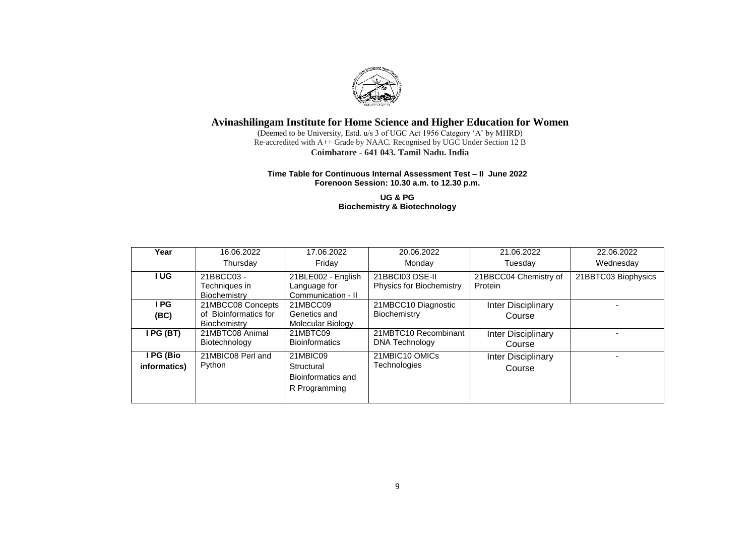# Avinashilingam Institute for Home Science and Higher Education for Women

(Deemed to be University, Estd. u/s 3 of UGC Act 1956 Category 'A' by MHRD)
Re-accredited with A++ Grade by NAAC. Recognised by UGC Under Section 12 B
**Coimbatore - 641 043. Tamil Nadu. India**

**Time Table for Continuous Internal Assessment Test – II June 2022**
**Forenoon Session: 10.30 a.m. to 12.30 p.m.**

**UG & PG**
**Biochemistry & Biotechnology**

| Year | 16.06.2022 Thursday | 17.06.2022 Friday | 20.06.2022 Monday | 21.06.2022 Tuesday | 22.06.2022 Wednesday |
|---|---|---|---|---|---|
| **I UG** | 21BBCC03 - Techniques in Biochemistry | 21BLE002 - English Language for Communication - II | 21BBCI03 DSE-II Physics for Biochemistry | 21BBCC04 Chemistry of Protein | 21BBTC03 Biophysics |
| **I PG (BC)** | 21MBCC08 Concepts of Bioinformatics for Biochemistry | 21MBCC09 Genetics and Molecular Biology | 21MBCC10 Diagnostic Biochemistry | Inter Disciplinary Course | - |
| **I PG (BT)** | 21MBTC08 Animal Biotechnology | 21MBTC09 Bioinformatics | 21MBTC10 Recombinant DNA Technology | Inter Disciplinary Course | - |
| **I PG (Bio informatics)** | 21MBIC08 Perl and Python | 21MBIC09 Structural Bioinformatics and R Programming | 21MBIC10 OMICs Technologies | Inter Disciplinary Course | - |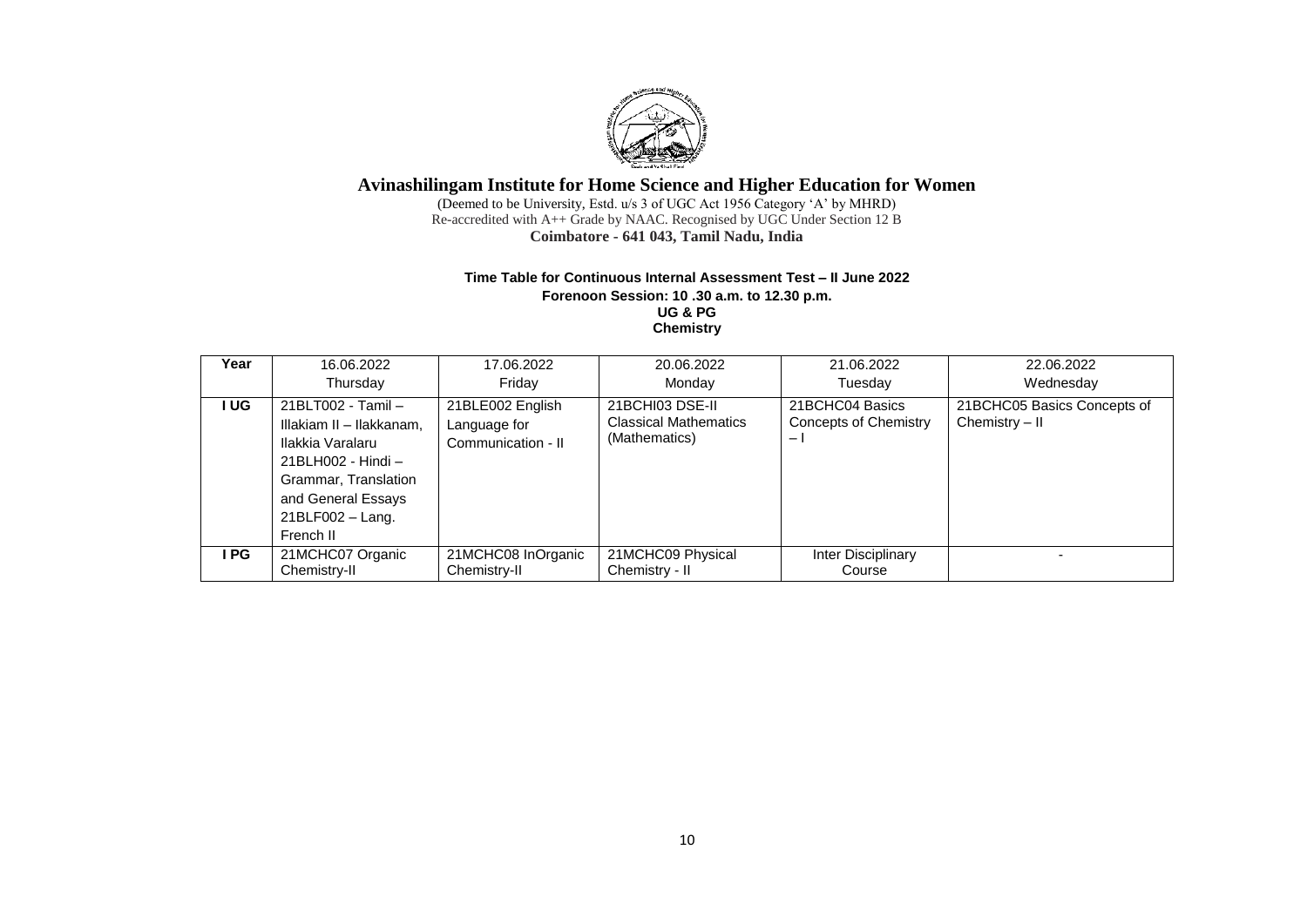# Avinashilingam Institute for Home Science and Higher Education for Women

(Deemed to be University, Estd. u/s 3 of UGC Act 1956 Category 'A' by MHRD)
Re-accredited with A++ Grade by NAAC. Recognised by UGC Under Section 12 B
**Coimbatore - 641 043, Tamil Nadu, India**

**Time Table for Continuous Internal Assessment Test – II June 2022**
**Forenoon Session: 10 .30 a.m. to 12.30 p.m.**
**UG & PG**
**Chemistry**

| Year | 16.06.2022 Thursday | 17.06.2022 Friday | 20.06.2022 Monday | 21.06.2022 Tuesday | 22.06.2022 Wednesday |
|---|---|---|---|---|---|
| **I UG** | 21BLT002 - Tamil – Illakiam II – Ilakkanam, Ilakkia Varalaru 21BLH002 - Hindi – Grammar, Translation and General Essays 21BLF002 – Lang. French II | 21BLE002 English Language for Communication - II | 21BCHI03 DSE-II Classical Mathematics (Mathematics) | 21BCHC04 Basics Concepts of Chemistry – I | 21BCHC05 Basics Concepts of Chemistry – II |
| **I PG** | 21MCHC07 Organic Chemistry-II | 21MCHC08 InOrganic Chemistry-II | 21MCHC09 Physical Chemistry - II | Inter Disciplinary Course | - |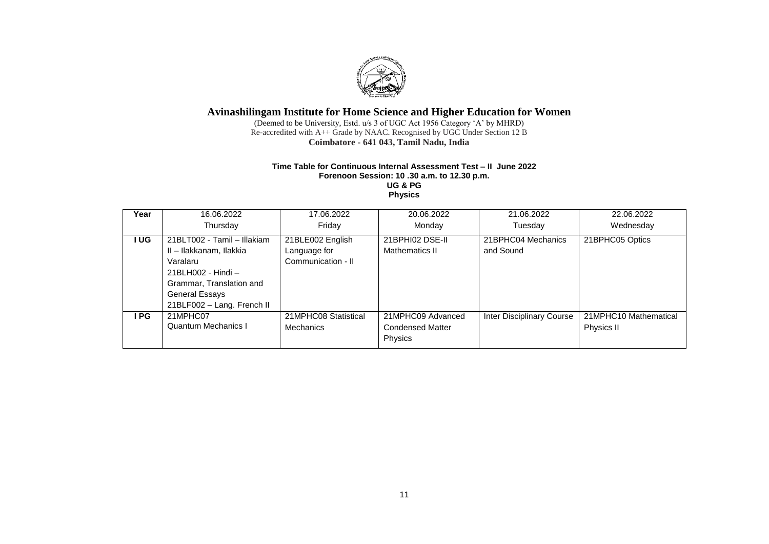# Avinashilingam Institute for Home Science and Higher Education for Women

(Deemed to be University, Estd. u/s 3 of UGC Act 1956 Category 'A' by MHRD)
Re-accredited with A++ Grade by NAAC. Recognised by UGC Under Section 12 B
**Coimbatore - 641 043, Tamil Nadu, India**

**Time Table for Continuous Internal Assessment Test – II June 2022**
**Forenoon Session: 10 .30 a.m. to 12.30 p.m.**
**UG & PG**
**Physics**

| Year | 16.06.2022 Thursday | 17.06.2022 Friday | 20.06.2022 Monday | 21.06.2022 Tuesday | 22.06.2022 Wednesday |
|---|---|---|---|---|---|
| **I UG** | 21BLT002 - Tamil – Illakiam II – Ilakkanam, Ilakkia Varalaru<br>21BLH002 - Hindi – Grammar, Translation and General Essays<br>21BLF002 – Lang. French II | 21BLE002 English Language for Communication - II | 21BPHI02 DSE-II Mathematics II | 21BPHC04 Mechanics and Sound | 21BPHC05 Optics |
| **I PG** | 21MPHC07 Quantum Mechanics I | 21MPHC08 Statistical Mechanics | 21MPHC09 Advanced Condensed Matter Physics | Inter Disciplinary Course | 21MPHC10 Mathematical Physics II |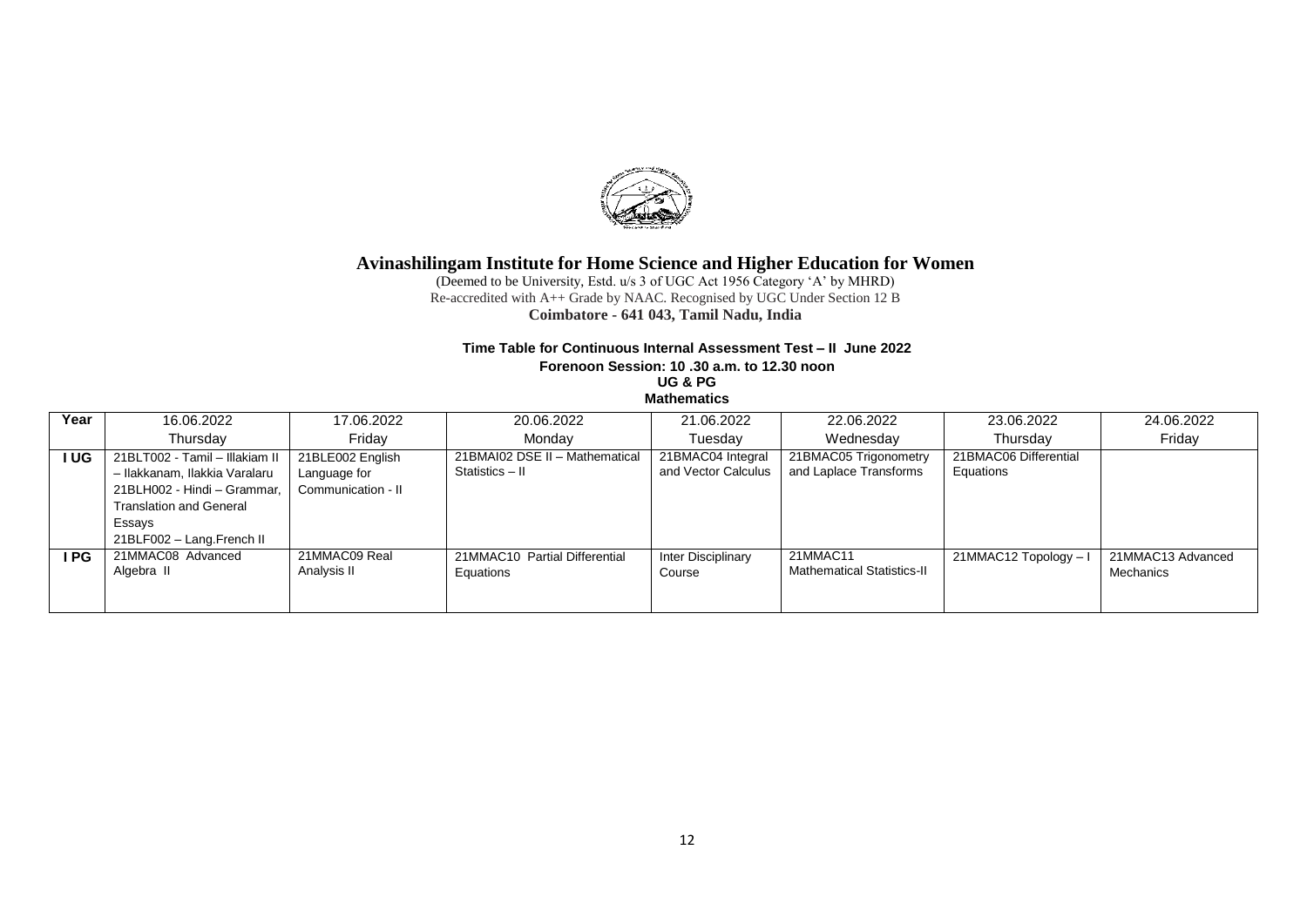# Avinashilingam Institute for Home Science and Higher Education for Women

(Deemed to be University, Estd. u/s 3 of UGC Act 1956 Category 'A' by MHRD)
Re-accredited with A++ Grade by NAAC. Recognised by UGC Under Section 12 B
**Coimbatore - 641 043, Tamil Nadu, India**

**Time Table for Continuous Internal Assessment Test – II June 2022**

**Forenoon Session: 10 .30 a.m. to 12.30 noon**

**UG & PG**

**Mathematics**

| Year | 16.06.2022<br>Thursday | 17.06.2022<br>Friday | 20.06.2022<br>Monday | 21.06.2022<br>Tuesday | 22.06.2022<br>Wednesday | 23.06.2022<br>Thursday | 24.06.2022<br>Friday |
|---|---|---|---|---|---|---|---|
| I UG | 21BLT002 - Tamil – Illakiam II – Ilakkanam, Ilakkia Varalaru<br>21BLH002 - Hindi – Grammar, Translation and General Essays<br>21BLF002 – Lang.French II | 21BLE002 English Language for Communication - II | 21BMAI02 DSE II – Mathematical Statistics – II | 21BMAC04 Integral and Vector Calculus | 21BMAC05 Trigonometry and Laplace Transforms | 21BMAC06 Differential Equations | |
| I PG | 21MMAC08 Advanced Algebra II | 21MMAC09 Real Analysis II | 21MMAC10 Partial Differential Equations | Inter Disciplinary Course | 21MMAC11 Mathematical Statistics-II | 21MMAC12 Topology – I | 21MMAC13 Advanced Mechanics |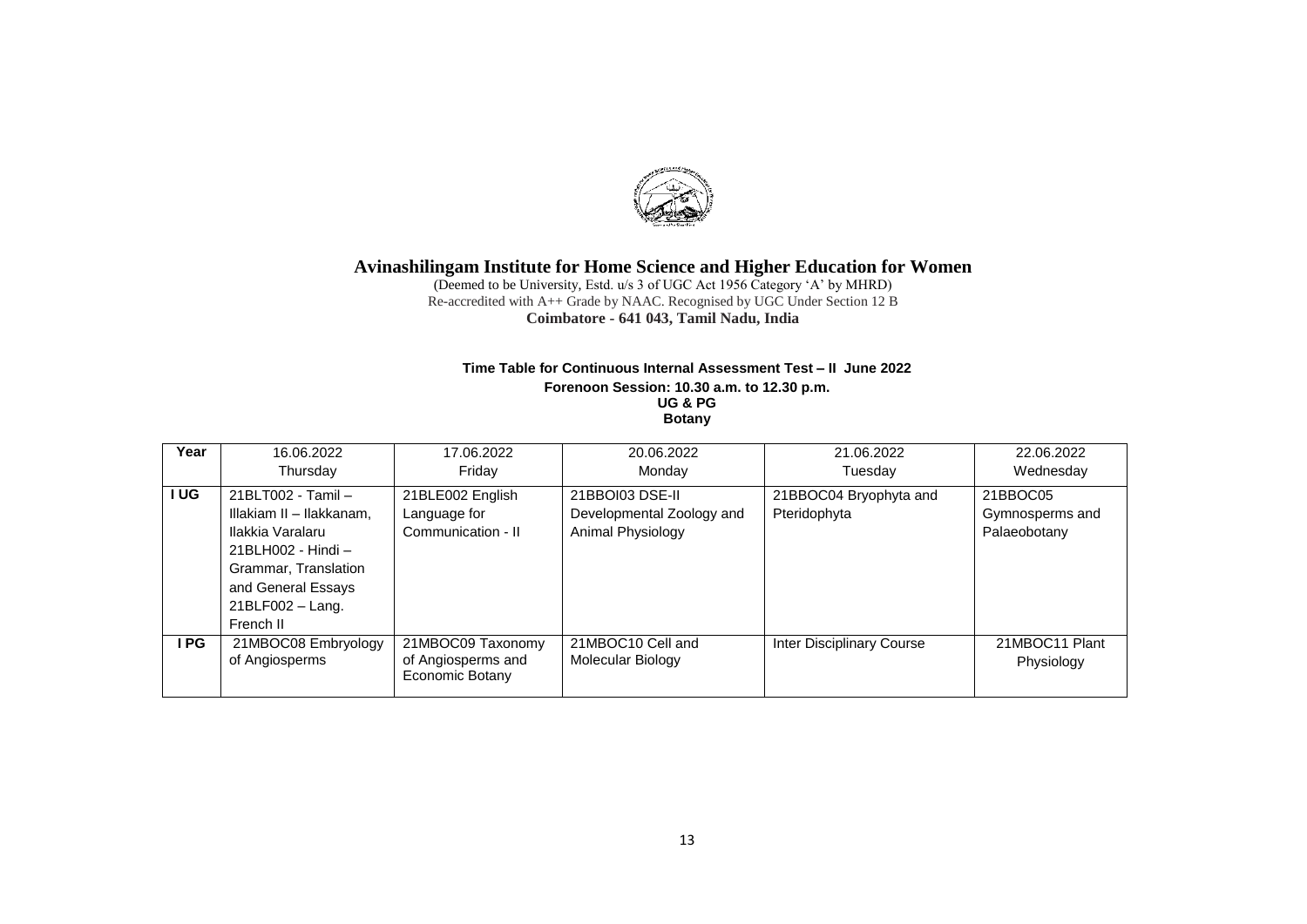# Avinashilingam Institute for Home Science and Higher Education for Women

(Deemed to be University, Estd. u/s 3 of UGC Act 1956 Category 'A' by MHRD)
Re-accredited with A++ Grade by NAAC. Recognised by UGC Under Section 12 B
**Coimbatore - 641 043, Tamil Nadu, India**

**Time Table for Continuous Internal Assessment Test – II June 2022**
**Forenoon Session: 10.30 a.m. to 12.30 p.m.**
**UG & PG**
**Botany**

| Year | 16.06.2022 Thursday | 17.06.2022 Friday | 20.06.2022 Monday | 21.06.2022 Tuesday | 22.06.2022 Wednesday |
|---|---|---|---|---|---|
| I UG | 21BLT002 - Tamil – Illakiam II – Ilakkanam, Ilakkia Varalaru 21BLH002 - Hindi – Grammar, Translation and General Essays 21BLF002 – Lang. French II | 21BLE002 English Language for Communication - II | 21BBOI03 DSE-II Developmental Zoology and Animal Physiology | 21BBOC04 Bryophyta and Pteridophyta | 21BBOC05 Gymnosperms and Palaeobotany |
| I PG | 21MBOC08 Embryology of Angiosperms | 21MBOC09 Taxonomy of Angiosperms and Economic Botany | 21MBOC10 Cell and Molecular Biology | Inter Disciplinary Course | 21MBOC11 Plant Physiology |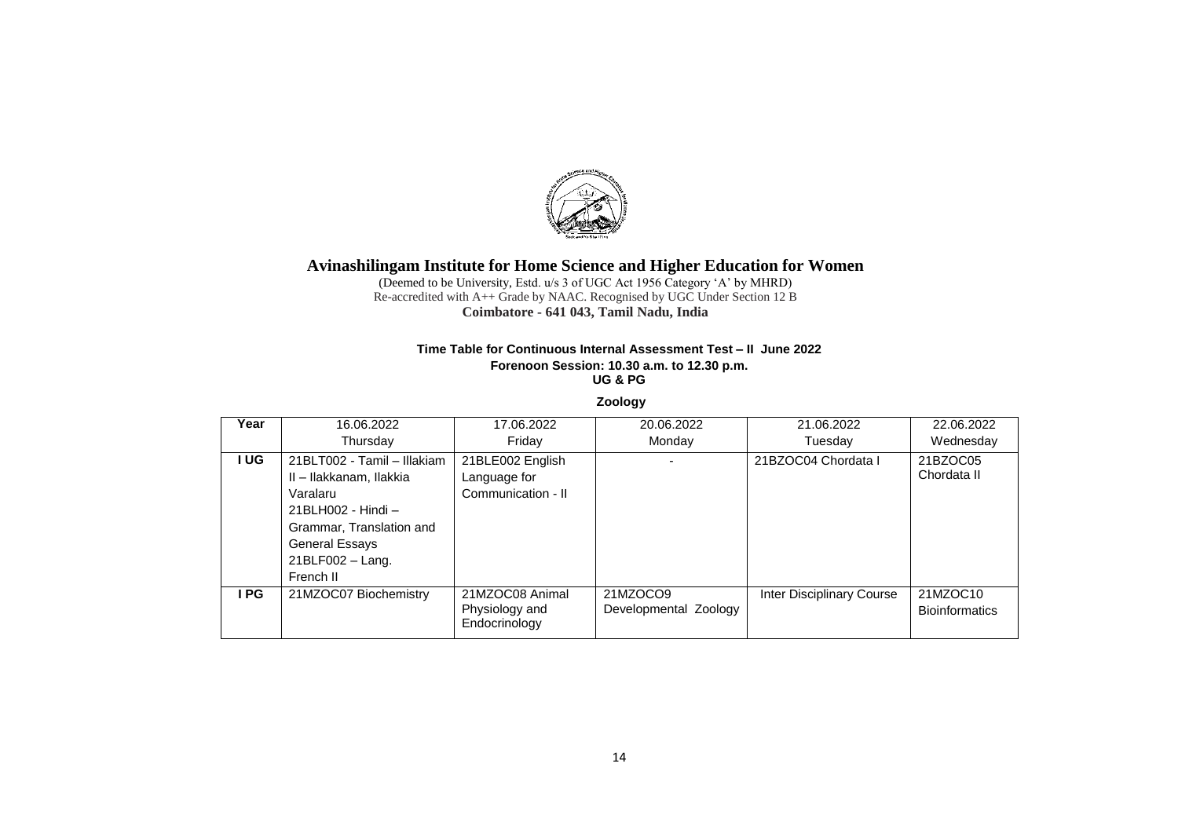# Avinashilingam Institute for Home Science and Higher Education for Women

(Deemed to be University, Estd. u/s 3 of UGC Act 1956 Category 'A' by MHRD)
Re-accredited with A++ Grade by NAAC. Recognised by UGC Under Section 12 B
**Coimbatore - 641 043, Tamil Nadu, India**

**Time Table for Continuous Internal Assessment Test – II June 2022**
**Forenoon Session: 10.30 a.m. to 12.30 p.m.**
**UG & PG**

**Zoology**

| Year | 16.06.2022 Thursday | 17.06.2022 Friday | 20.06.2022 Monday | 21.06.2022 Tuesday | 22.06.2022 Wednesday |
|---|---|---|---|---|---|
| I UG | 21BLT002 - Tamil – Illakiam II – Ilakkanam, Ilakkia Varalaru<br>21BLH002 - Hindi – Grammar, Translation and General Essays<br>21BLF002 – Lang. French II | 21BLE002 English Language for Communication - II | - | 21BZOC04 Chordata I | 21BZOC05 Chordata II |
| I PG | 21MZOC07 Biochemistry | 21MZOC08 Animal Physiology and Endocrinology | 21MZOCO9 Developmental Zoology | Inter Disciplinary Course | 21MZOC10 Bioinformatics |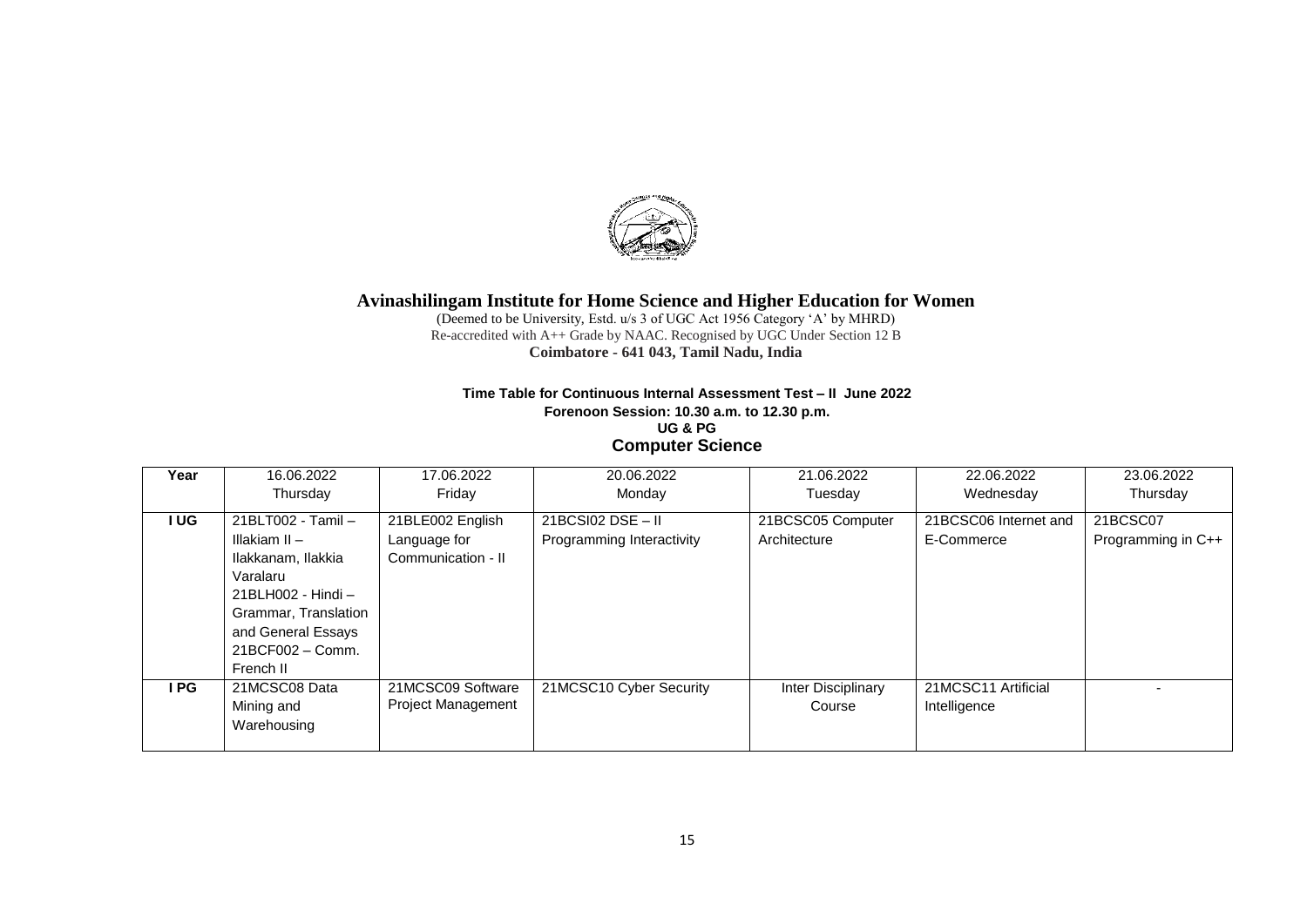# Avinashilingam Institute for Home Science and Higher Education for Women

(Deemed to be University, Estd. u/s 3 of UGC Act 1956 Category 'A' by MHRD)
Re-accredited with A++ Grade by NAAC. Recognised by UGC Under Section 12 B
**Coimbatore - 641 043, Tamil Nadu, India**

**Time Table for Continuous Internal Assessment Test – II June 2022**
**Forenoon Session: 10.30 a.m. to 12.30 p.m.**
**UG & PG**

## Computer Science

| Year | 16.06.2022 Thursday | 17.06.2022 Friday | 20.06.2022 Monday | 21.06.2022 Tuesday | 22.06.2022 Wednesday | 23.06.2022 Thursday |
|---|---|---|---|---|---|---|
| I UG | 21BLT002 - Tamil – Illakiam II – Ilakkanam, Ilakkia Varalaru 21BLH002 - Hindi – Grammar, Translation and General Essays 21BCF002 – Comm. French II | 21BLE002 English Language for Communication - II | 21BCSI02 DSE – II Programming Interactivity | 21BCSC05 Computer Architecture | 21BCSC06 Internet and E-Commerce | 21BCSC07 Programming in C++ |
| I PG | 21MCSC08 Data Mining and Warehousing | 21MCSC09 Software Project Management | 21MCSC10 Cyber Security | Inter Disciplinary Course | 21MCSC11 Artificial Intelligence | - |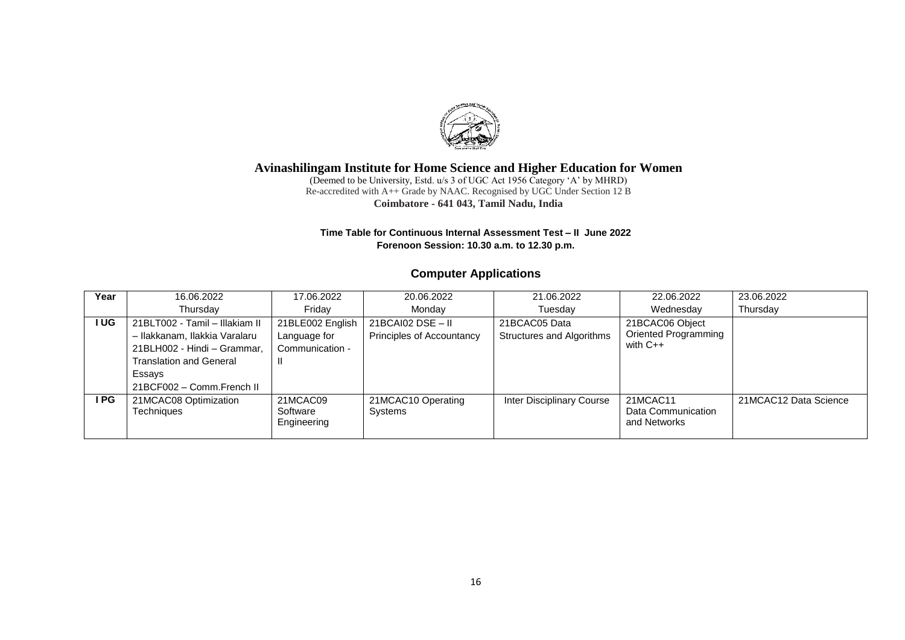# Avinashilingam Institute for Home Science and Higher Education for Women

(Deemed to be University, Estd. u/s 3 of UGC Act 1956 Category 'A' by MHRD)
Re-accredited with A++ Grade by NAAC. Recognised by UGC Under Section 12 B
**Coimbatore - 641 043, Tamil Nadu, India**

**Time Table for Continuous Internal Assessment Test – II June 2022**
**Forenoon Session: 10.30 a.m. to 12.30 p.m.**

## Computer Applications

| Year | 16.06.2022 Thursday | 17.06.2022 Friday | 20.06.2022 Monday | 21.06.2022 Tuesday | 22.06.2022 Wednesday | 23.06.2022 Thursday |
|---|---|---|---|---|---|---|
| **I UG** | 21BLT002 - Tamil – Illakiam II – Ilakkanam, Ilakkia Varalaru 21BLH002 - Hindi – Grammar, Translation and General Essays 21BCF002 – Comm.French II | 21BLE002 English Language for Communication - II | 21BCAI02 DSE – II Principles of Accountancy | 21BCAC05 Data Structures and Algorithms | 21BCAC06 Object Oriented Programming with C++ | |
| **I PG** | 21MCAC08 Optimization Techniques | 21MCAC09 Software Engineering | 21MCAC10 Operating Systems | Inter Disciplinary Course | 21MCAC11 Data Communication and Networks | 21MCAC12 Data Science |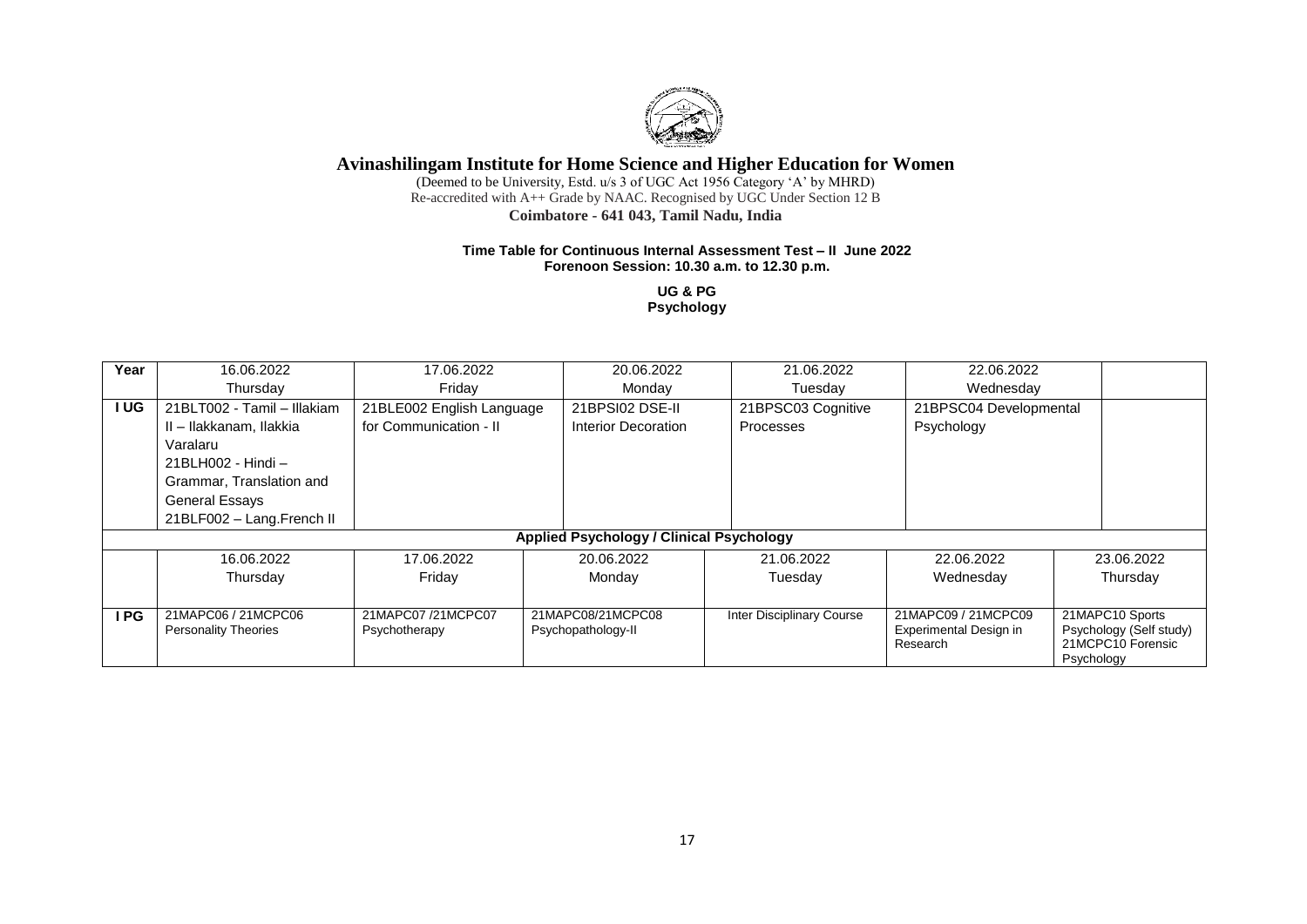# Avinashilingam Institute for Home Science and Higher Education for Women

(Deemed to be University, Estd. u/s 3 of UGC Act 1956 Category 'A' by MHRD)
Re-accredited with A++ Grade by NAAC. Recognised by UGC Under Section 12 B
**Coimbatore - 641 043, Tamil Nadu, India**

**Time Table for Continuous Internal Assessment Test – II June 2022**
**Forenoon Session: 10.30 a.m. to 12.30 p.m.**

**UG & PG**
**Psychology**

| Year | 16.06.2022 Thursday | 17.06.2022 Friday | 20.06.2022 Monday | 21.06.2022 Tuesday | 22.06.2022 Wednesday | |
|---|---|---|---|---|---|---|
| I UG | 21BLT002 - Tamil – Illakiam II – Ilakkanam, Ilakkia Varalaru<br>21BLH002 - Hindi – Grammar, Translation and General Essays<br>21BLF002 – Lang.French II | 21BLE002 English Language for Communication - II | 21BPSI02 DSE-II Interior Decoration | 21BPSC03 Cognitive Processes | 21BPSC04 Developmental Psychology | |
| **Applied Psychology / Clinical Psychology** | | | | | | |
| | 16.06.2022 Thursday | 17.06.2022 Friday | 20.06.2022 Monday | 21.06.2022 Tuesday | 22.06.2022 Wednesday | 23.06.2022 Thursday |
| I PG | 21MAPC06 / 21MCPC06 Personality Theories | 21MAPC07 /21MCPC07 Psychotherapy | 21MAPC08/21MCPC08 Psychopathology-II | Inter Disciplinary Course | 21MAPC09 / 21MCPC09 Experimental Design in Research | 21MAPC10 Sports Psychology (Self study)<br>21MCPC10 Forensic Psychology |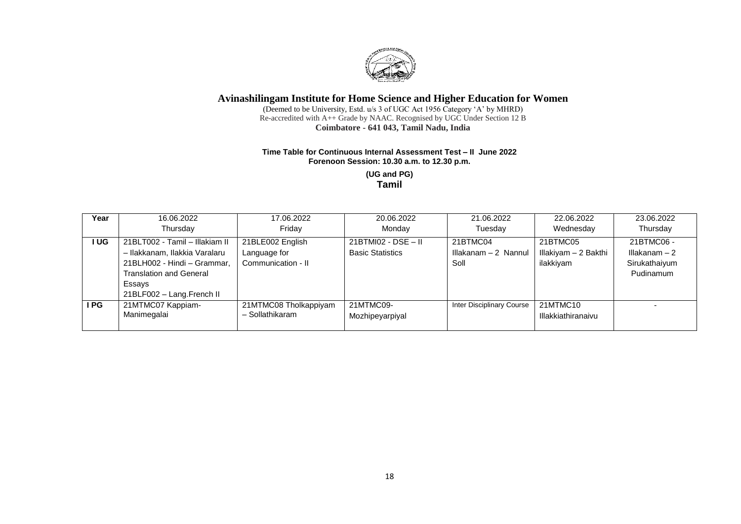# Avinashilingam Institute for Home Science and Higher Education for Women

(Deemed to be University, Estd. u/s 3 of UGC Act 1956 Category 'A' by MHRD)
Re-accredited with A++ Grade by NAAC. Recognised by UGC Under Section 12 B
**Coimbatore - 641 043, Tamil Nadu, India**

**Time Table for Continuous Internal Assessment Test – II June 2022**
**Forenoon Session: 10.30 a.m. to 12.30 p.m.**

**(UG and PG)**
**Tamil**

| Year | 16.06.2022 Thursday | 17.06.2022 Friday | 20.06.2022 Monday | 21.06.2022 Tuesday | 22.06.2022 Wednesday | 23.06.2022 Thursday |
|---|---|---|---|---|---|---|
| I UG | 21BLT002 - Tamil – Illakiam II – Ilakkanam, Ilakkia Varalaru<br>21BLH002 - Hindi – Grammar, Translation and General Essays<br>21BLF002 – Lang.French II | 21BLE002 English Language for Communication - II | 21BTMI02 - DSE – II Basic Statistics | 21BTMC04 Illakanam – 2 Nannul Soll | 21BTMC05 Illakiyam – 2 Bakthi ilakkiyam | 21BTMC06 - Illakanam – 2 Sirukathaiyum Pudinamum |
| I PG | 21MTMC07 Kappiam- Manimegalai | 21MTMC08 Tholkappiyam – Sollathikaram | 21MTMC09- Mozhipeyarpiyal | Inter Disciplinary Course | 21MTMC10 Illakkiathiranaivu | - |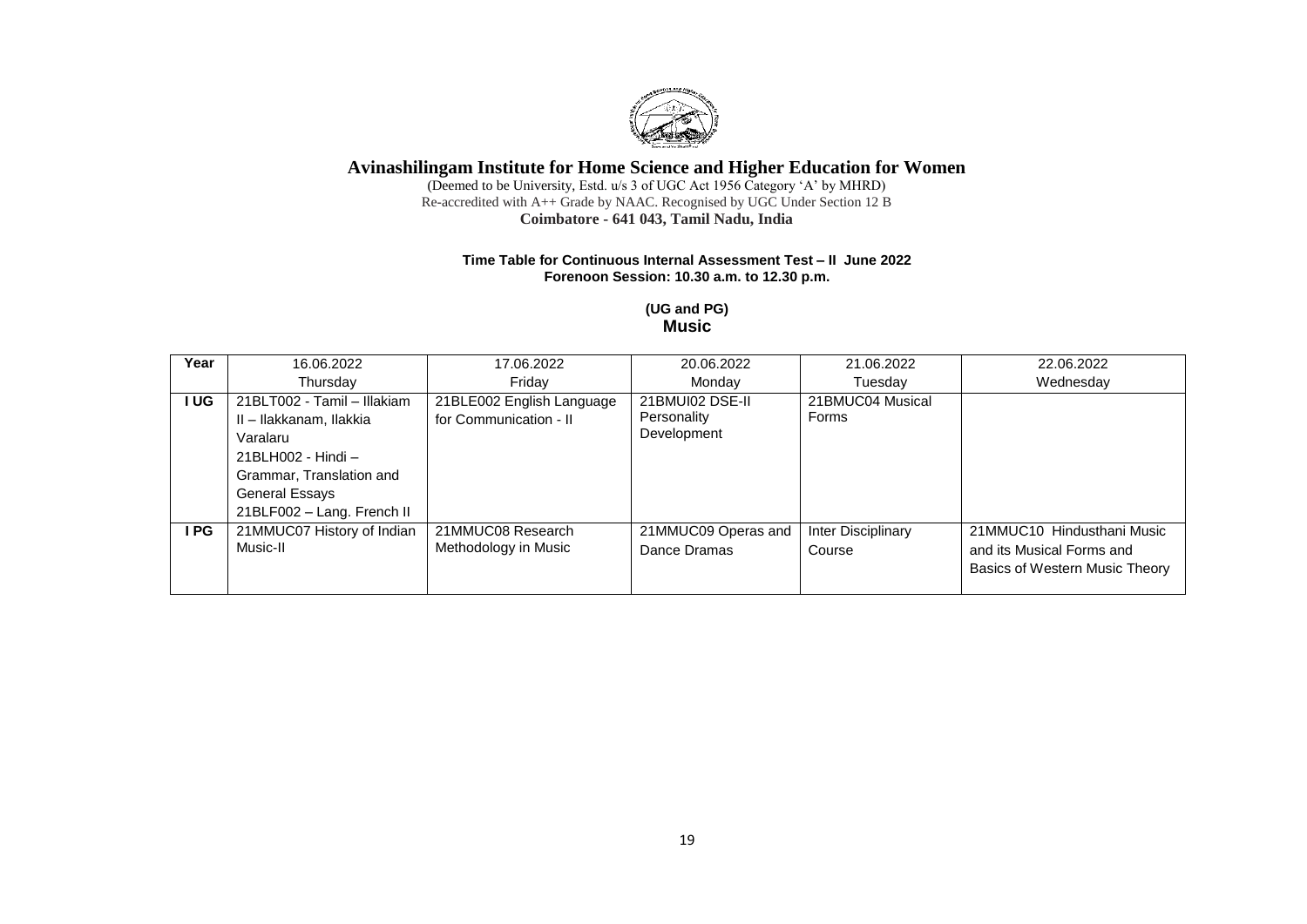# Avinashilingam Institute for Home Science and Higher Education for Women

(Deemed to be University, Estd. u/s 3 of UGC Act 1956 Category 'A' by MHRD)
Re-accredited with A++ Grade by NAAC. Recognised by UGC Under Section 12 B
**Coimbatore - 641 043, Tamil Nadu, India**

**Time Table for Continuous Internal Assessment Test – II June 2022**
**Forenoon Session: 10.30 a.m. to 12.30 p.m.**

**(UG and PG)**
**Music**

| Year | 16.06.2022 Thursday | 17.06.2022 Friday | 20.06.2022 Monday | 21.06.2022 Tuesday | 22.06.2022 Wednesday |
|---|---|---|---|---|---|
| I UG | 21BLT002 - Tamil – Illakiam II – Ilakkanam, Ilakkia Varalaru<br>21BLH002 - Hindi – Grammar, Translation and General Essays<br>21BLF002 – Lang. French II | 21BLE002 English Language for Communication - II | 21BMUI02 DSE-II Personality Development | 21BMUC04 Musical Forms | |
| I PG | 21MMUC07 History of Indian Music-II | 21MMUC08 Research Methodology in Music | 21MMUC09 Operas and Dance Dramas | Inter Disciplinary Course | 21MMUC10 Hindusthani Music and its Musical Forms and Basics of Western Music Theory |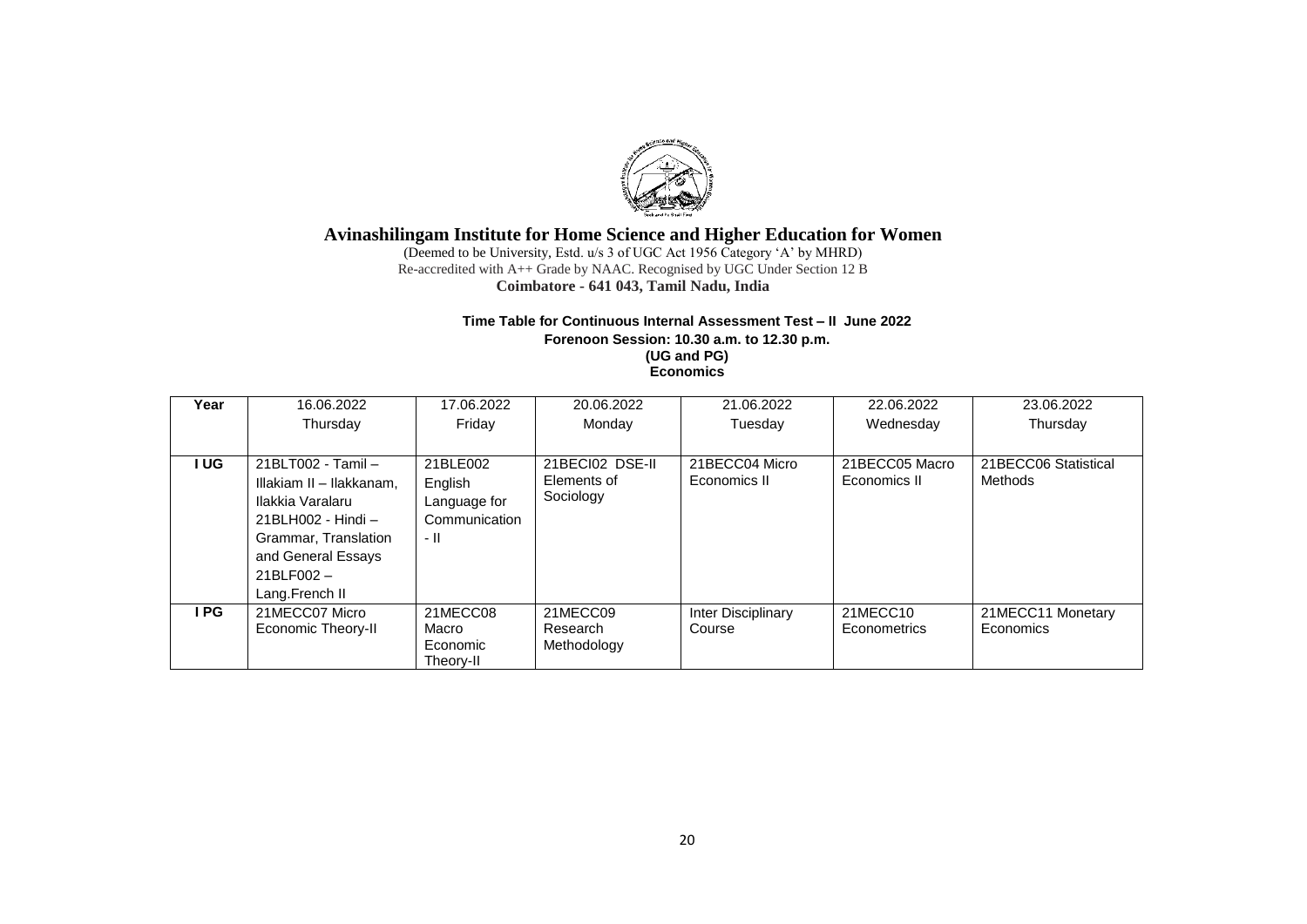# Avinashilingam Institute for Home Science and Higher Education for Women

(Deemed to be University, Estd. u/s 3 of UGC Act 1956 Category 'A' by MHRD)
Re-accredited with A++ Grade by NAAC. Recognised by UGC Under Section 12 B
**Coimbatore - 641 043, Tamil Nadu, India**

**Time Table for Continuous Internal Assessment Test – II June 2022**
**Forenoon Session: 10.30 a.m. to 12.30 p.m.**
**(UG and PG)**
**Economics**

| Year | 16.06.2022 Thursday | 17.06.2022 Friday | 20.06.2022 Monday | 21.06.2022 Tuesday | 22.06.2022 Wednesday | 23.06.2022 Thursday |
|---|---|---|---|---|---|---|
| **I UG** | 21BLT002 - Tamil – Illakiam II – Ilakkanam, Ilakkia Varalaru 21BLH002 - Hindi – Grammar, Translation and General Essays 21BLF002 – Lang.French II | 21BLE002 English Language for Communication - II | 21BECI02 DSE-II Elements of Sociology | 21BECC04 Micro Economics II | 21BECC05 Macro Economics II | 21BECC06 Statistical Methods |
| **I PG** | 21MECC07 Micro Economic Theory-II | 21MECC08 Macro Economic Theory-II | 21MECC09 Research Methodology | Inter Disciplinary Course | 21MECC10 Econometrics | 21MECC11 Monetary Economics |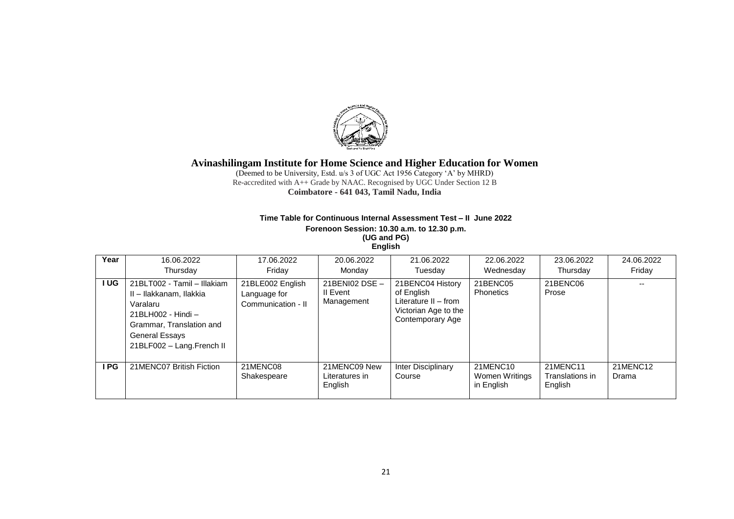# Avinashilingam Institute for Home Science and Higher Education for Women

(Deemed to be University, Estd. u/s 3 of UGC Act 1956 Category 'A' by MHRD)
Re-accredited with A++ Grade by NAAC. Recognised by UGC Under Section 12 B
**Coimbatore - 641 043, Tamil Nadu, India**

**Time Table for Continuous Internal Assessment Test – II June 2022**
**Forenoon Session: 10.30 a.m. to 12.30 p.m.**
**(UG and PG)**
**English**

| Year | 16.06.2022 Thursday | 17.06.2022 Friday | 20.06.2022 Monday | 21.06.2022 Tuesday | 22.06.2022 Wednesday | 23.06.2022 Thursday | 24.06.2022 Friday |
|---|---|---|---|---|---|---|---|
| I UG | 21BLT002 - Tamil – Illakiam II – Ilakkanam, Ilakkia Varalaru<br>21BLH002 - Hindi – Grammar, Translation and General Essays<br>21BLF002 – Lang.French II | 21BLE002 English Language for Communication - II | 21BENI02 DSE – II Event Management | 21BENC04 History of English Literature II – from Victorian Age to the Contemporary Age | 21BENC05 Phonetics | 21BENC06 Prose | -- |
| I PG | 21MENC07 British Fiction | 21MENC08 Shakespeare | 21MENC09 New Literatures in English | Inter Disciplinary Course | 21MENC10 Women Writings in English | 21MENC11 Translations in English | 21MENC12 Drama |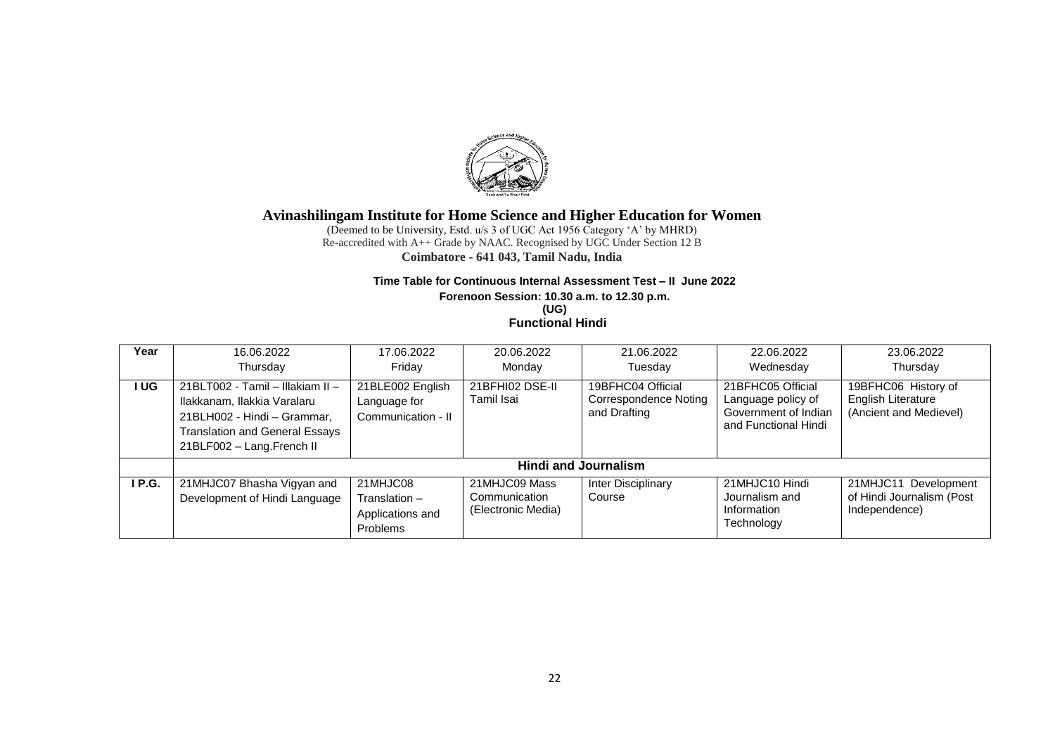# Avinashilingam Institute for Home Science and Higher Education for Women

(Deemed to be University, Estd. u/s 3 of UGC Act 1956 Category 'A' by MHRD)
Re-accredited with A++ Grade by NAAC. Recognised by UGC Under Section 12 B
**Coimbatore - 641 043, Tamil Nadu, India**

**Time Table for Continuous Internal Assessment Test – II June 2022**

**Forenoon Session: 10.30 a.m. to 12.30 p.m.**

**(UG)**

**Functional Hindi**

| Year | 16.06.2022 Thursday | 17.06.2022 Friday | 20.06.2022 Monday | 21.06.2022 Tuesday | 22.06.2022 Wednesday | 23.06.2022 Thursday |
|---|---|---|---|---|---|---|
| I UG | 21BLT002 - Tamil – Illakiam II – Ilakkanam, Ilakkia Varalaru<br>21BLH002 - Hindi – Grammar, Translation and General Essays<br>21BLF002 – Lang.French II | 21BLE002 English Language for Communication - II | 21BFHI02 DSE-II Tamil Isai | 19BFHC04 Official Correspondence Noting and Drafting | 21BFHC05 Official Language policy of Government of Indian and Functional Hindi | 19BFHC06 History of English Literature (Ancient and Medievel) |
| | **Hindi and Journalism** | | | | | |
| I P.G. | 21MHJC07 Bhasha Vigyan and Development of Hindi Language | 21MHJC08 Translation – Applications and Problems | 21MHJC09 Mass Communication (Electronic Media) | Inter Disciplinary Course | 21MHJC10 Hindi Journalism and Information Technology | 21MHJC11 Development of Hindi Journalism (Post Independence) |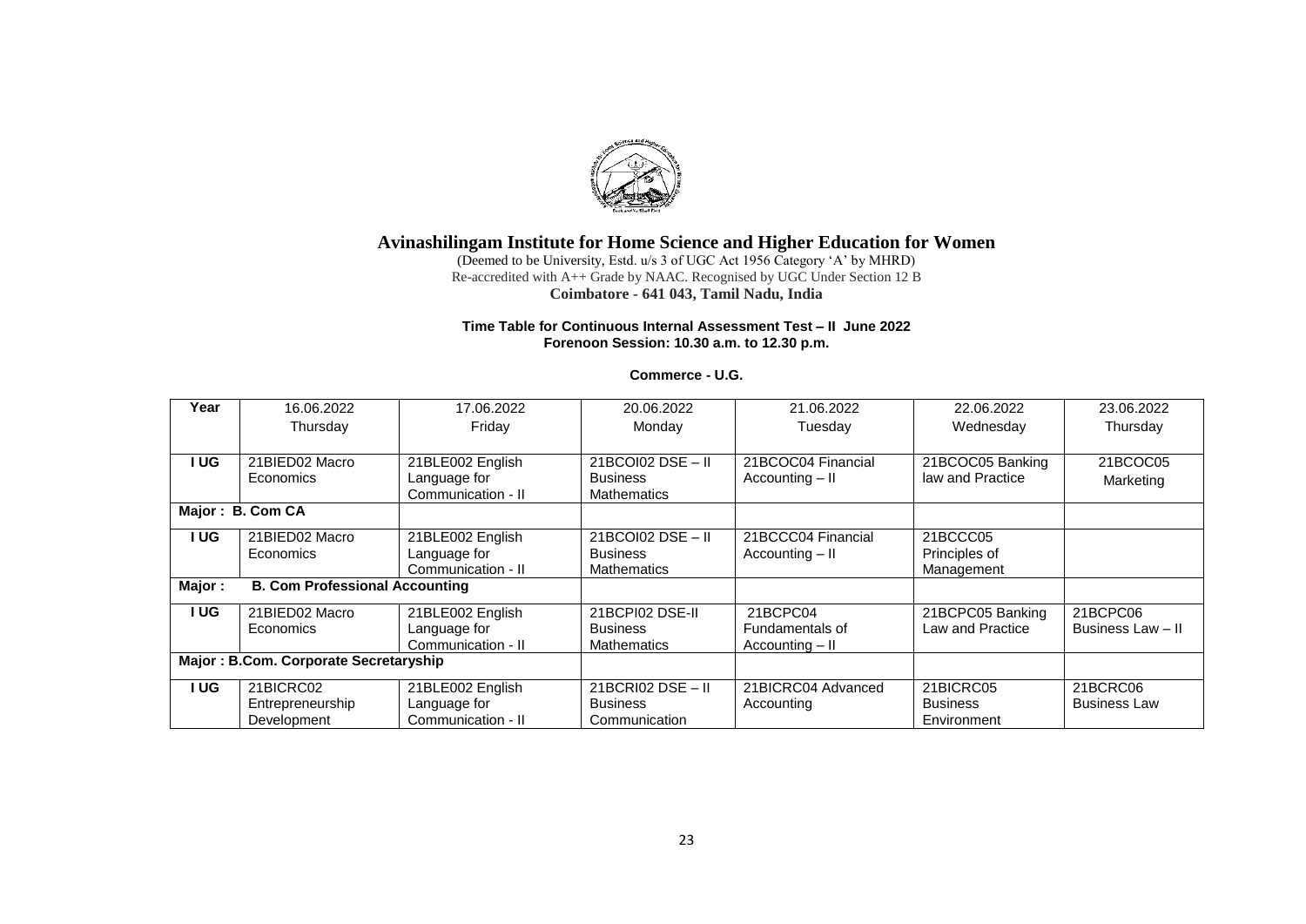# Avinashilingam Institute for Home Science and Higher Education for Women

(Deemed to be University, Estd. u/s 3 of UGC Act 1956 Category 'A' by MHRD)
Re-accredited with A++ Grade by NAAC. Recognised by UGC Under Section 12 B
**Coimbatore - 641 043, Tamil Nadu, India**

**Time Table for Continuous Internal Assessment Test – II June 2022**
**Forenoon Session: 10.30 a.m. to 12.30 p.m.**

**Commerce - U.G.**

| Year | 16.06.2022 Thursday | 17.06.2022 Friday | 20.06.2022 Monday | 21.06.2022 Tuesday | 22.06.2022 Wednesday | 23.06.2022 Thursday |
|---|---|---|---|---|---|---|
| I UG | 21BIED02 Macro Economics | 21BLE002 English Language for Communication - II | 21BCOI02 DSE – II Business Mathematics | 21BCOC04 Financial Accounting – II | 21BCOC05 Banking law and Practice | 21BCOC05 Marketing |
| **Major : B. Com CA** | | | | | | |
| I UG | 21BIED02 Macro Economics | 21BLE002 English Language for Communication - II | 21BCOI02 DSE – II Business Mathematics | 21BCCC04 Financial Accounting – II | 21BCCC05 Principles of Management | |
| **Major : B. Com Professional Accounting** | | | | | | |
| I UG | 21BIED02 Macro Economics | 21BLE002 English Language for Communication - II | 21BCPI02 DSE-II Business Mathematics | 21BCPC04 Fundamentals of Accounting – II | 21BCPC05 Banking Law and Practice | 21BCPC06 Business Law – II |
| **Major : B.Com. Corporate Secretaryship** | | | | | | |
| I UG | 21BICRC02 Entrepreneurship Development | 21BLE002 English Language for Communication - II | 21BCRI02 DSE – II Business Communication | 21BICRC04 Advanced Accounting | 21BICRC05 Business Environment | 21BCRC06 Business Law |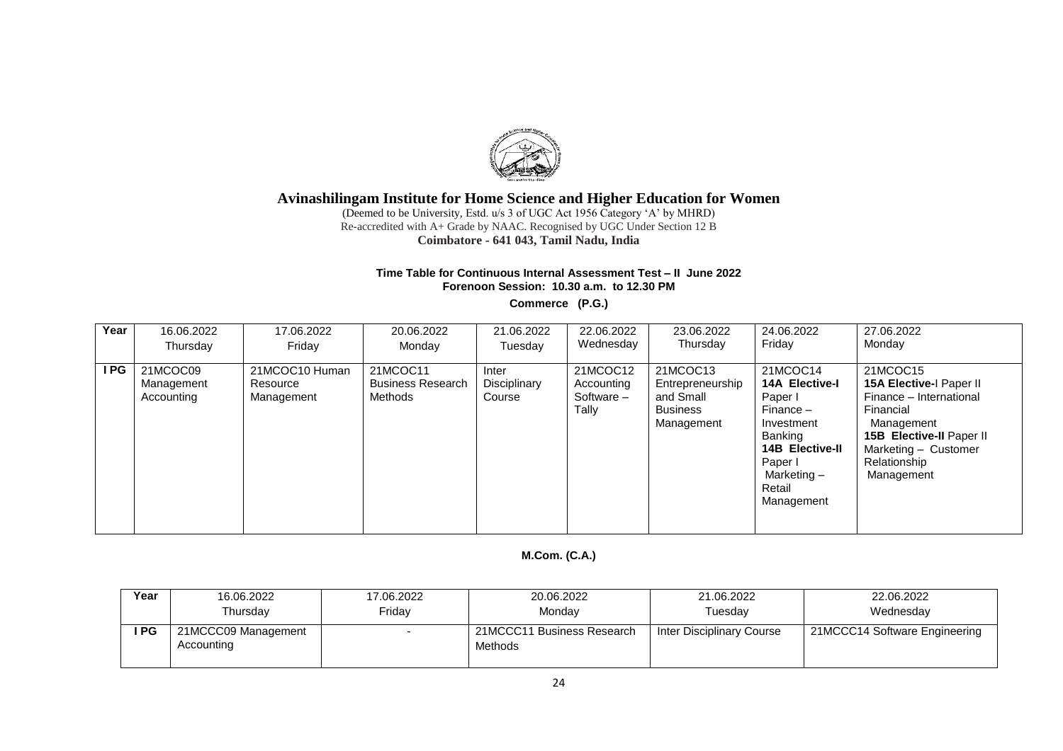# Avinashilingam Institute for Home Science and Higher Education for Women

(Deemed to be University, Estd. u/s 3 of UGC Act 1956 Category 'A' by MHRD)
Re-accredited with A+ Grade by NAAC. Recognised by UGC Under Section 12 B
**Coimbatore - 641 043, Tamil Nadu, India**

**Time Table for Continuous Internal Assessment Test – II June 2022**
**Forenoon Session: 10.30 a.m. to 12.30 PM**

**Commerce (P.G.)**

| Year | 16.06.2022 Thursday | 17.06.2022 Friday | 20.06.2022 Monday | 21.06.2022 Tuesday | 22.06.2022 Wednesday | 23.06.2022 Thursday | 24.06.2022 Friday | 27.06.2022 Monday |
|---|---|---|---|---|---|---|---|---|
| I PG | 21MCOC09 Management Accounting | 21MCOC10 Human Resource Management | 21MCOC11 Business Research Methods | Inter Disciplinary Course | 21MCOC12 Accounting Software – Tally | 21MCOC13 Entrepreneurship and Small Business Management | 21MCOC14 **14A Elective-I** Paper I Finance – Investment Banking **14B Elective-II** Paper I Marketing – Retail Management | 21MCOC15 **15A Elective-**I Paper II Finance – International Financial Management **15B Elective-II** Paper II Marketing – Customer Relationship Management |

**M.Com. (C.A.)**

| Year | 16.06.2022 Thursday | 17.06.2022 Friday | 20.06.2022 Monday | 21.06.2022 Tuesday | 22.06.2022 Wednesday |
|---|---|---|---|---|---|
| I PG | 21MCCC09 Management Accounting | - | 21MCCC11 Business Research Methods | Inter Disciplinary Course | 21MCCC14 Software Engineering |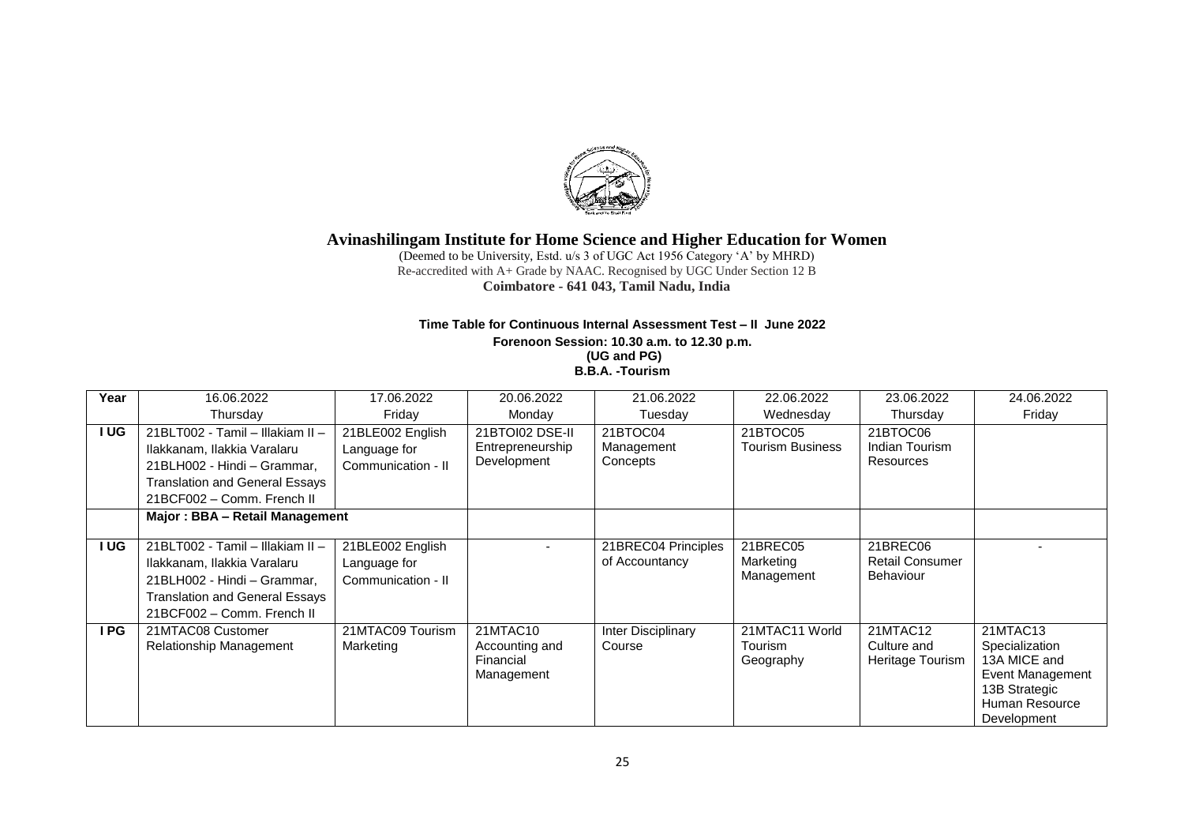# Avinashilingam Institute for Home Science and Higher Education for Women

(Deemed to be University, Estd. u/s 3 of UGC Act 1956 Category 'A' by MHRD)
Re-accredited with A+ Grade by NAAC. Recognised by UGC Under Section 12 B
**Coimbatore - 641 043, Tamil Nadu, India**

**Time Table for Continuous Internal Assessment Test – II June 2022**
**Forenoon Session: 10.30 a.m. to 12.30 p.m.**
**(UG and PG)**
**B.B.A. -Tourism**

| Year | 16.06.2022 Thursday | 17.06.2022 Friday | 20.06.2022 Monday | 21.06.2022 Tuesday | 22.06.2022 Wednesday | 23.06.2022 Thursday | 24.06.2022 Friday |
|---|---|---|---|---|---|---|---|
| I UG | 21BLT002 - Tamil – Illakiam II – Ilakkanam, Ilakkia Varalaru<br>21BLH002 - Hindi – Grammar, Translation and General Essays<br>21BCF002 – Comm. French II | 21BLE002 English Language for Communication - II | 21BTOI02 DSE-II Entrepreneurship Development | 21BTOC04 Management Concepts | 21BTOC05 Tourism Business | 21BTOC06 Indian Tourism Resources | |
| | **Major : BBA – Retail Management** | | | | | | |
| I UG | 21BLT002 - Tamil – Illakiam II – Ilakkanam, Ilakkia Varalaru<br>21BLH002 - Hindi – Grammar, Translation and General Essays<br>21BCF002 – Comm. French II | 21BLE002 English Language for Communication - II | - | 21BREC04 Principles of Accountancy | 21BREC05 Marketing Management | 21BREC06 Retail Consumer Behaviour | - |
| I PG | 21MTAC08 Customer Relationship Management | 21MTAC09 Tourism Marketing | 21MTAC10 Accounting and Financial Management | Inter Disciplinary Course | 21MTAC11 World Tourism Geography | 21MTAC12 Culture and Heritage Tourism | 21MTAC13 Specialization 13A MICE and Event Management 13B Strategic Human Resource Development |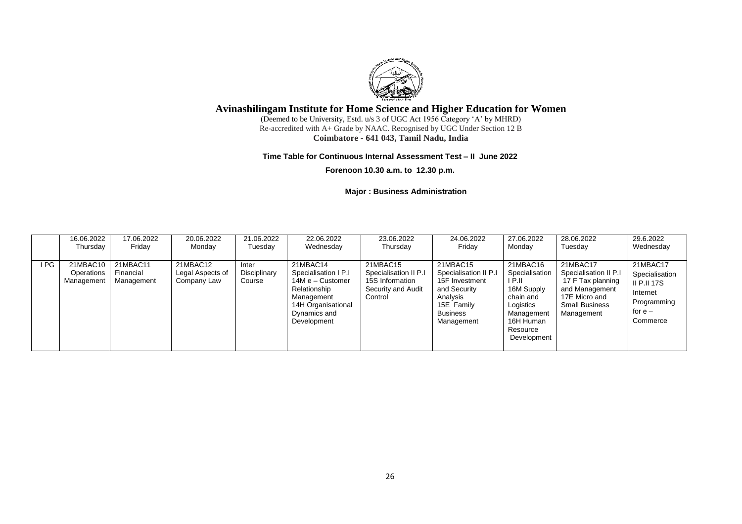# Avinashilingam Institute for Home Science and Higher Education for Women

(Deemed to be University, Estd. u/s 3 of UGC Act 1956 Category 'A' by MHRD)
Re-accredited with A+ Grade by NAAC. Recognised by UGC Under Section 12 B
**Coimbatore - 641 043, Tamil Nadu, India**

**Time Table for Continuous Internal Assessment Test – II June 2022**

**Forenoon 10.30 a.m. to 12.30 p.m.**

**Major : Business Administration**

| | 16.06.2022 Thursday | 17.06.2022 Friday | 20.06.2022 Monday | 21.06.2022 Tuesday | 22.06.2022 Wednesday | 23.06.2022 Thursday | 24.06.2022 Friday | 27.06.2022 Monday | 28.06.2022 Tuesday | 29.6.2022 Wednesday |
|---|---|---|---|---|---|---|---|---|---|---|
| I PG | 21MBAC10 Operations Management | 21MBAC11 Financial Management | 21MBAC12 Legal Aspects of Company Law | Inter Disciplinary Course | 21MBAC14 Specialisation I P.I 14M e – Customer Relationship Management 14H Organisational Dynamics and Development | 21MBAC15 Specialisation II P.I 15S Information Security and Audit Control | 21MBAC15 Specialisation II P.I 15F Investment and Security Analysis 15E Family Business Management | 21MBAC16 Specialisation I P.II 16M Supply chain and Logistics Management 16H Human Resource Development | 21MBAC17 Specialisation II P.I 17 F Tax planning and Management 17E Micro and Small Business Management | 21MBAC17 Specialisation II P.II 17S Internet Programming for e – Commerce |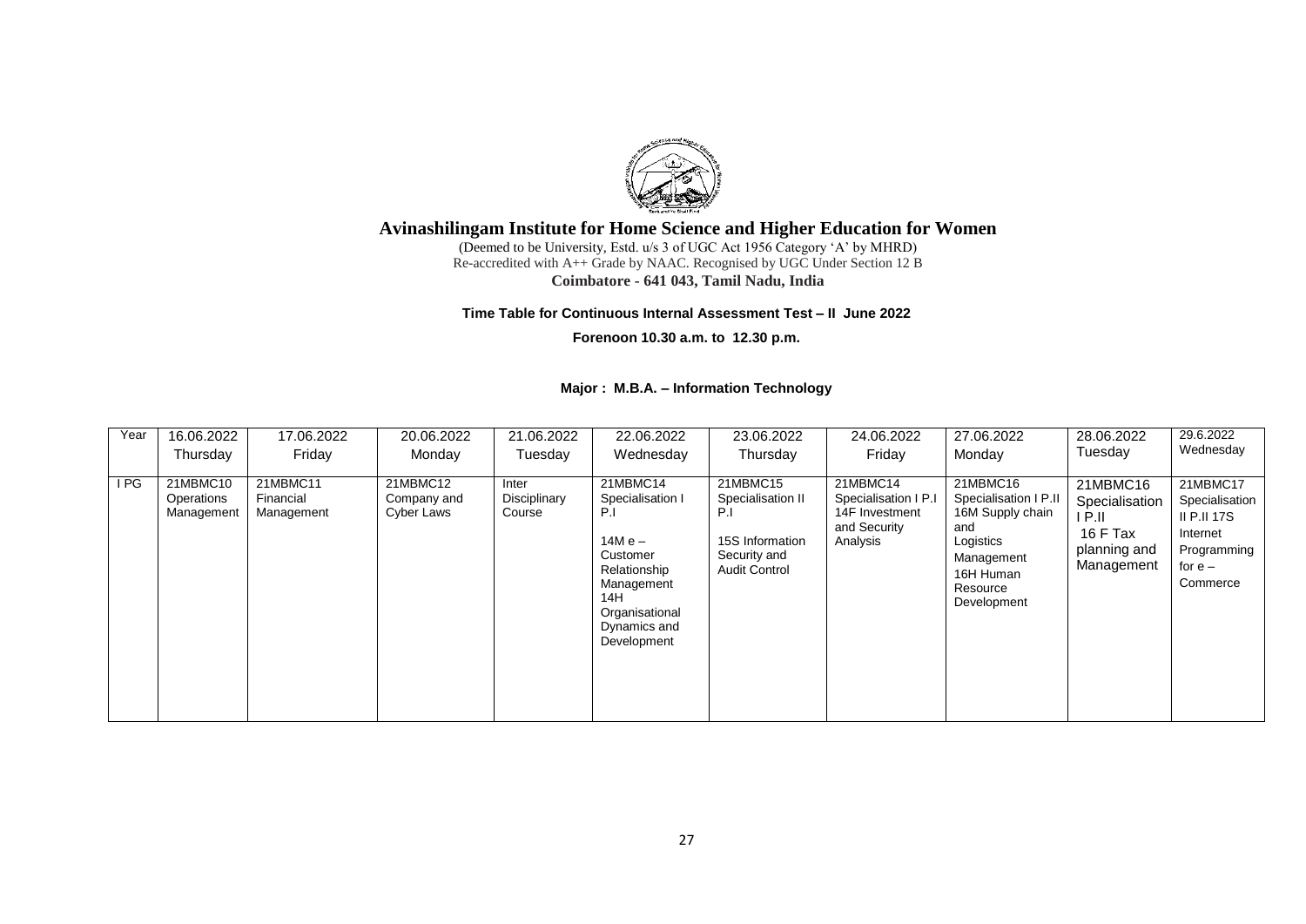# Avinashilingam Institute for Home Science and Higher Education for Women

(Deemed to be University, Estd. u/s 3 of UGC Act 1956 Category 'A' by MHRD)
Re-accredited with A++ Grade by NAAC. Recognised by UGC Under Section 12 B
**Coimbatore - 641 043, Tamil Nadu, India**

**Time Table for Continuous Internal Assessment Test – II June 2022**

**Forenoon 10.30 a.m. to 12.30 p.m.**

**Major : M.B.A. – Information Technology**

| Year | 16.06.2022 Thursday | 17.06.2022 Friday | 20.06.2022 Monday | 21.06.2022 Tuesday | 22.06.2022 Wednesday | 23.06.2022 Thursday | 24.06.2022 Friday | 27.06.2022 Monday | 28.06.2022 Tuesday | 29.6.2022 Wednesday |
|---|---|---|---|---|---|---|---|---|---|---|
| I PG | 21MBMC10 Operations Management | 21MBMC11 Financial Management | 21MBMC12 Company and Cyber Laws | Inter Disciplinary Course | 21MBMC14 Specialisation I P.I<br><br>14M e – Customer Relationship Management 14H Organisational Dynamics and Development | 21MBMC15 Specialisation II P.I<br><br>15S Information Security and Audit Control | 21MBMC14 Specialisation I P.I 14F Investment and Security Analysis | 21MBMC16 Specialisation I P.II 16M Supply chain and Logistics Management 16H Human Resource Development | 21MBMC16 Specialisation I P.II 16 F Tax planning and Management | 21MBMC17 Specialisation II P.II 17S Internet Programming for e – Commerce |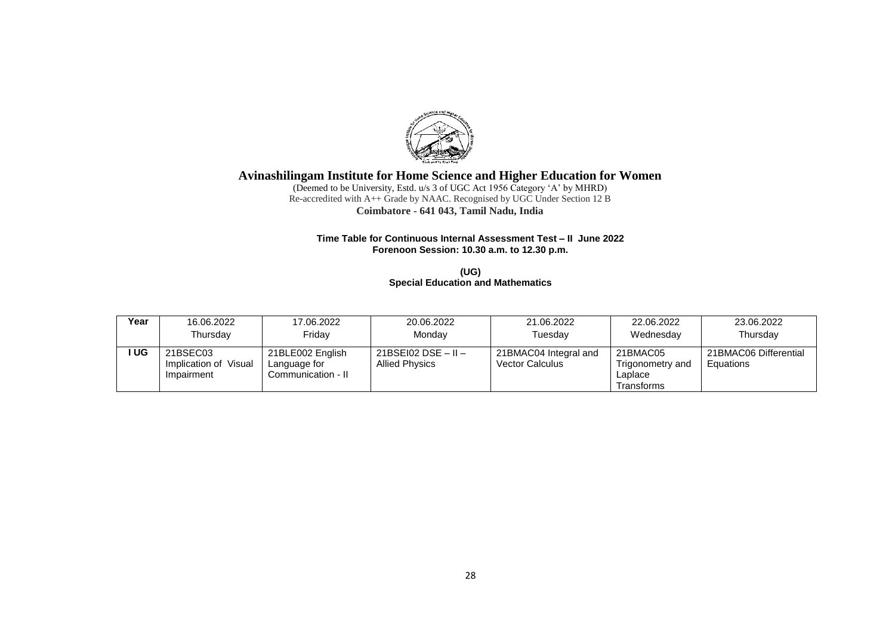# Avinashilingam Institute for Home Science and Higher Education for Women

(Deemed to be University, Estd. u/s 3 of UGC Act 1956 Category 'A' by MHRD)
Re-accredited with A++ Grade by NAAC. Recognised by UGC Under Section 12 B
**Coimbatore - 641 043, Tamil Nadu, India**

**Time Table for Continuous Internal Assessment Test – II June 2022**
**Forenoon Session: 10.30 a.m. to 12.30 p.m.**

**(UG)**
**Special Education and Mathematics**

| Year | 16.06.2022 Thursday | 17.06.2022 Friday | 20.06.2022 Monday | 21.06.2022 Tuesday | 22.06.2022 Wednesday | 23.06.2022 Thursday |
|---|---|---|---|---|---|---|
| **I UG** | 21BSEC03 Implication of Visual Impairment | 21BLE002 English Language for Communication - II | 21BSEI02 DSE – II – Allied Physics | 21BMAC04 Integral and Vector Calculus | 21BMAC05 Trigonometry and Laplace Transforms | 21BMAC06 Differential Equations |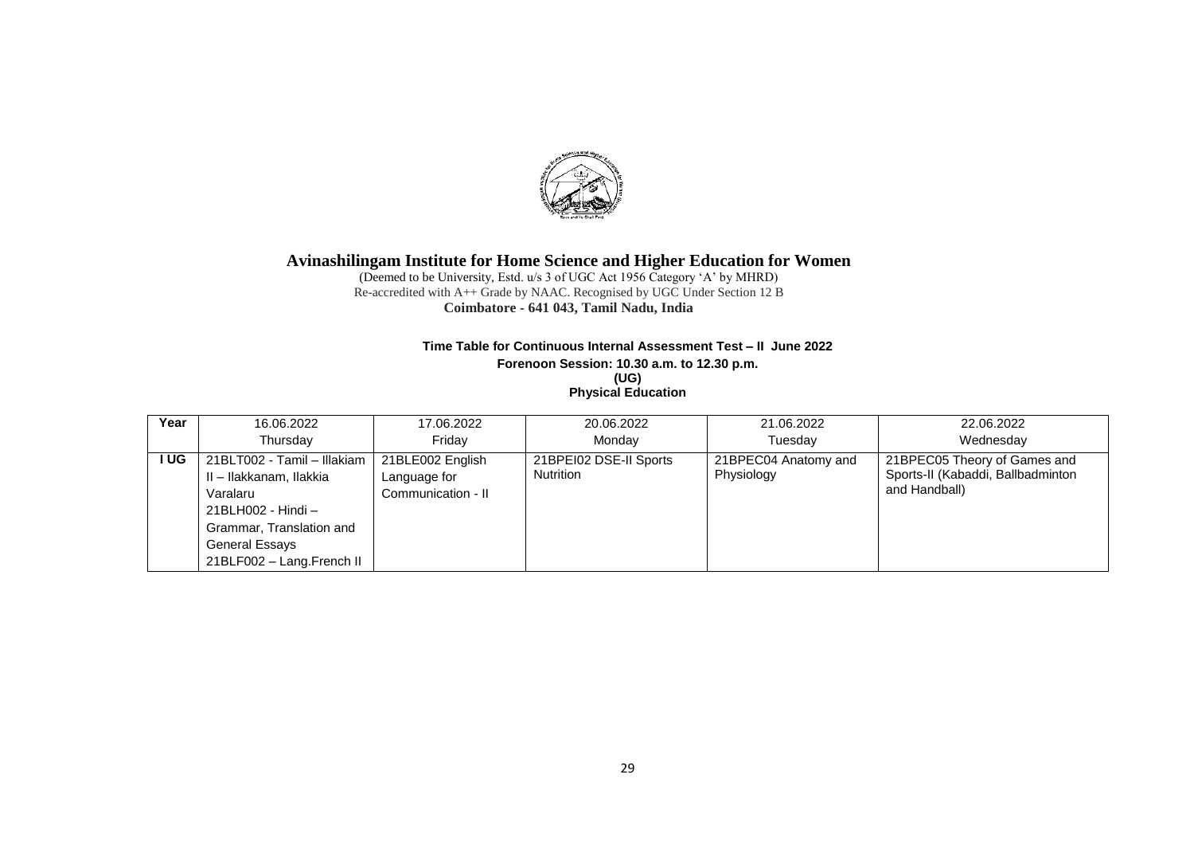# Avinashilingam Institute for Home Science and Higher Education for Women

(Deemed to be University, Estd. u/s 3 of UGC Act 1956 Category 'A' by MHRD)
Re-accredited with A++ Grade by NAAC. Recognised by UGC Under Section 12 B
**Coimbatore - 641 043, Tamil Nadu, India**

**Time Table for Continuous Internal Assessment Test – II June 2022**
**Forenoon Session: 10.30 a.m. to 12.30 p.m.**
**(UG)**
**Physical Education**

| Year | 16.06.2022 Thursday | 17.06.2022 Friday | 20.06.2022 Monday | 21.06.2022 Tuesday | 22.06.2022 Wednesday |
|---|---|---|---|---|---|
| I UG | 21BLT002 - Tamil – Illakiam II – Ilakkanam, Ilakkia Varalaru<br>21BLH002 - Hindi – Grammar, Translation and General Essays<br>21BLF002 – Lang.French II | 21BLE002 English Language for Communication - II | 21BPEI02 DSE-II Sports Nutrition | 21BPEC04 Anatomy and Physiology | 21BPEC05 Theory of Games and Sports-II (Kabaddi, Ballbadminton and Handball) |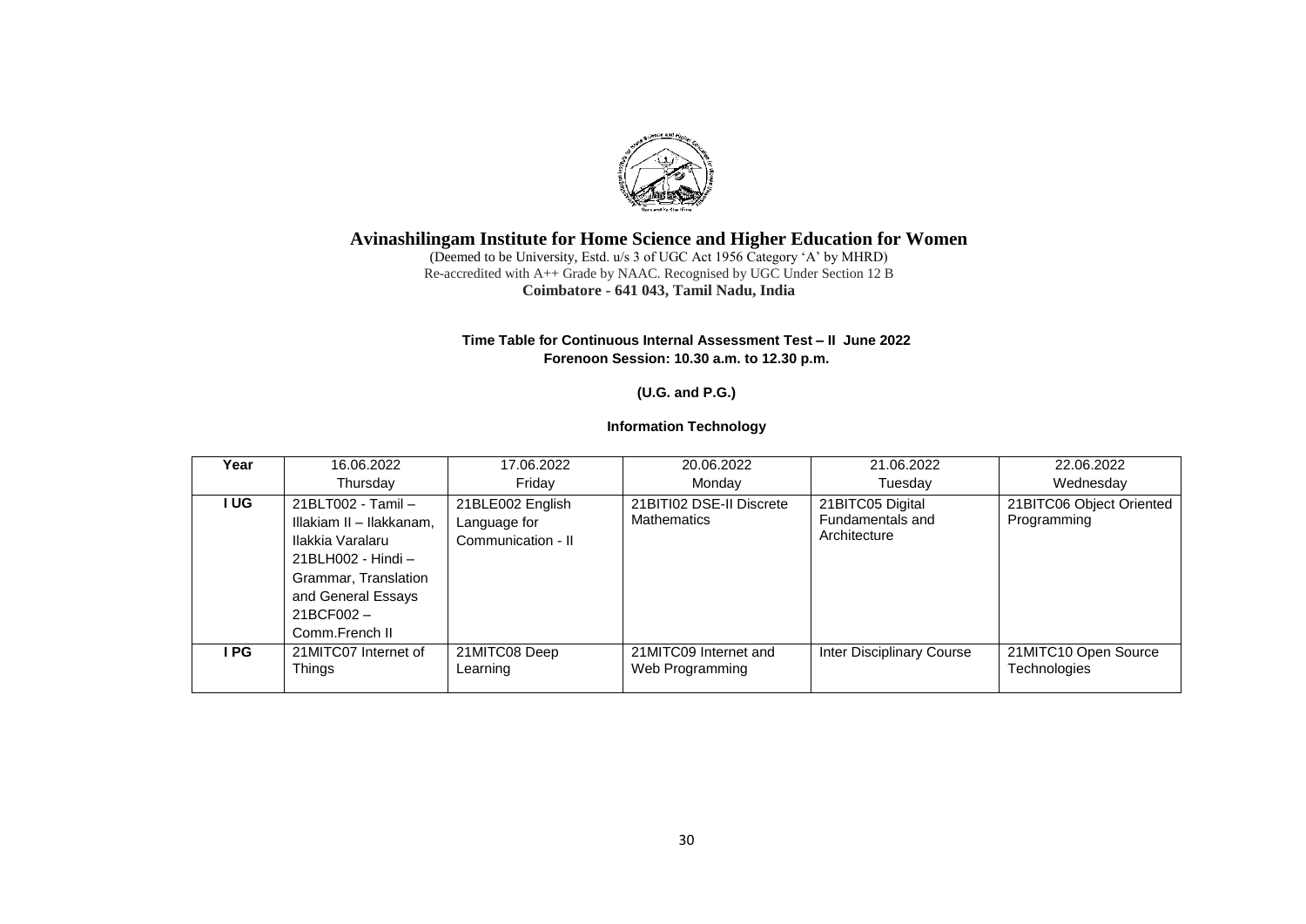# Avinashilingam Institute for Home Science and Higher Education for Women

(Deemed to be University, Estd. u/s 3 of UGC Act 1956 Category 'A' by MHRD)
Re-accredited with A++ Grade by NAAC. Recognised by UGC Under Section 12 B
**Coimbatore - 641 043, Tamil Nadu, India**

**Time Table for Continuous Internal Assessment Test – II June 2022**
**Forenoon Session: 10.30 a.m. to 12.30 p.m.**

**(U.G. and P.G.)**

**Information Technology**

| Year | 16.06.2022 Thursday | 17.06.2022 Friday | 20.06.2022 Monday | 21.06.2022 Tuesday | 22.06.2022 Wednesday |
|---|---|---|---|---|---|
| **I UG** | 21BLT002 - Tamil – Illakiam II – Ilakkanam, Ilakkia Varalaru<br>21BLH002 - Hindi – Grammar, Translation and General Essays<br>21BCF002 – Comm.French II | 21BLE002 English Language for Communication - II | 21BITI02 DSE-II Discrete Mathematics | 21BITC05 Digital Fundamentals and Architecture | 21BITC06 Object Oriented Programming |
| **I PG** | 21MITC07 Internet of Things | 21MITC08 Deep Learning | 21MITC09 Internet and Web Programming | Inter Disciplinary Course | 21MITC10 Open Source Technologies |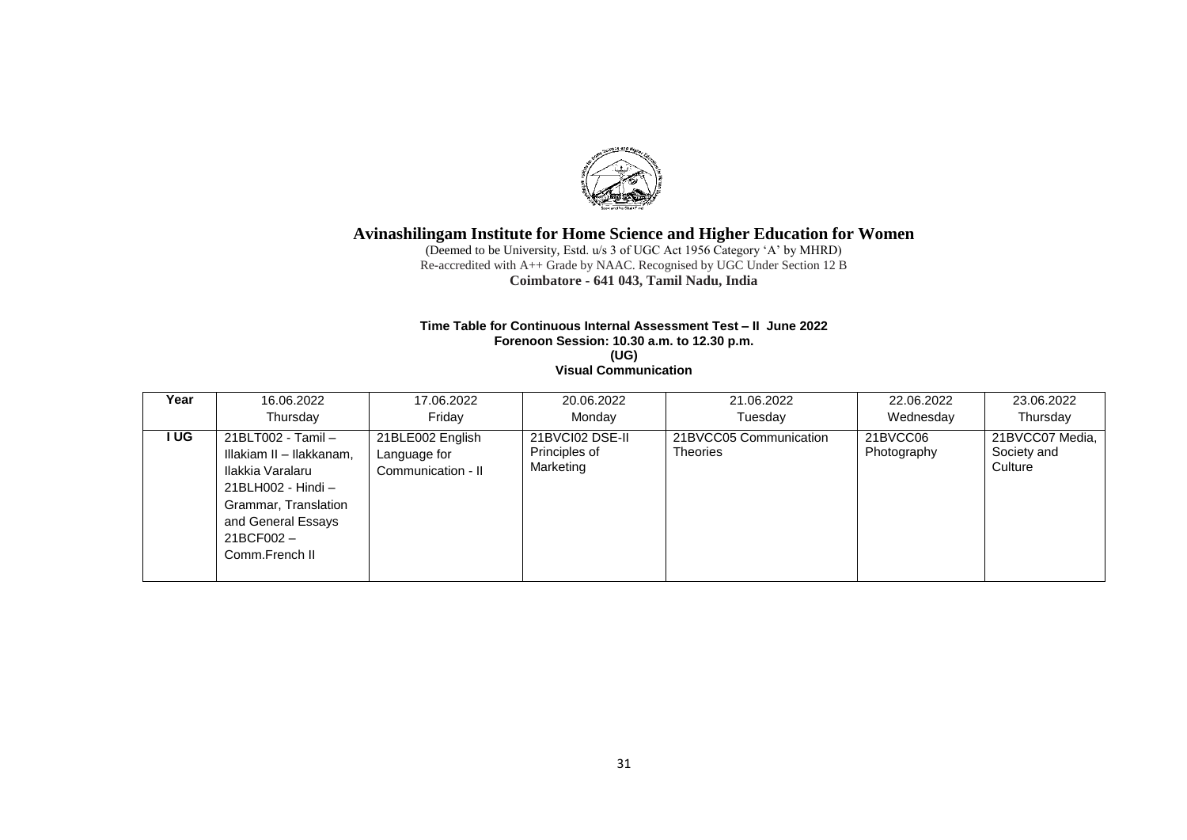# Avinashilingam Institute for Home Science and Higher Education for Women

(Deemed to be University, Estd. u/s 3 of UGC Act 1956 Category 'A' by MHRD)
Re-accredited with A++ Grade by NAAC. Recognised by UGC Under Section 12 B
**Coimbatore - 641 043, Tamil Nadu, India**

**Time Table for Continuous Internal Assessment Test – II June 2022**
**Forenoon Session: 10.30 a.m. to 12.30 p.m.**
**(UG)**
**Visual Communication**

| Year | 16.06.2022 Thursday | 17.06.2022 Friday | 20.06.2022 Monday | 21.06.2022 Tuesday | 22.06.2022 Wednesday | 23.06.2022 Thursday |
|---|---|---|---|---|---|---|
| I UG | 21BLT002 - Tamil – Illakiam II – Ilakkanam, Ilakkia Varalaru<br>21BLH002 - Hindi – Grammar, Translation and General Essays<br>21BCF002 – Comm.French II | 21BLE002 English Language for Communication - II | 21BVCI02 DSE-II Principles of Marketing | 21BVCC05 Communication Theories | 21BVCC06 Photography | 21BVCC07 Media, Society and Culture |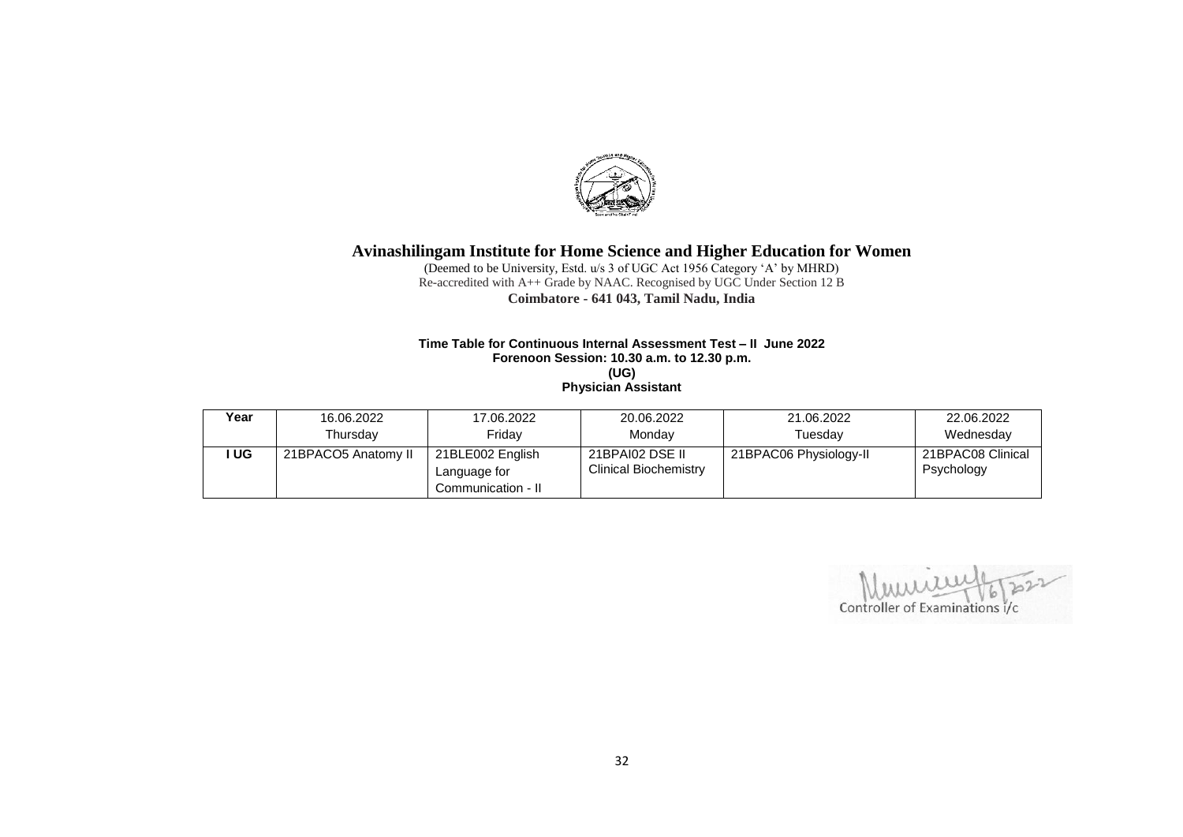# Avinashilingam Institute for Home Science and Higher Education for Women

(Deemed to be University, Estd. u/s 3 of UGC Act 1956 Category 'A' by MHRD)
Re-accredited with A++ Grade by NAAC. Recognised by UGC Under Section 12 B
**Coimbatore - 641 043, Tamil Nadu, India**

**Time Table for Continuous Internal Assessment Test – II June 2022**
**Forenoon Session: 10.30 a.m. to 12.30 p.m.**
**(UG)**
**Physician Assistant**

| Year | 16.06.2022 Thursday | 17.06.2022 Friday | 20.06.2022 Monday | 21.06.2022 Tuesday | 22.06.2022 Wednesday |
|---|---|---|---|---|---|
| **I UG** | 21BPACO5 Anatomy II | 21BLE002 English Language for Communication - II | 21BPAI02 DSE II Clinical Biochemistry | 21BPAC06 Physiology-II | 21BPAC08 Clinical Psychology |

Controller of Examinations i/c